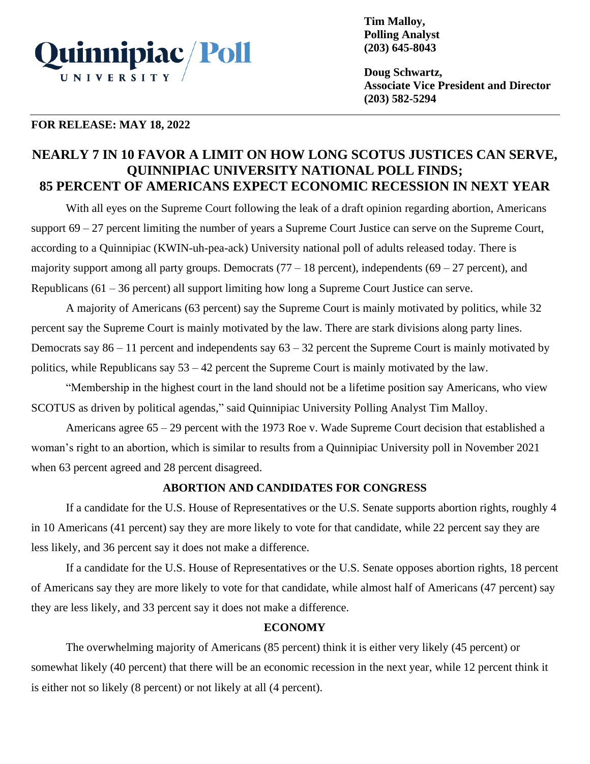Quinnipiac University / Poll

**Tim Malloy,**
**Polling Analyst**
**(203) 645-8043**

**Doug Schwartz,**
**Associate Vice President and Director**
**(203) 582-5294**

**FOR RELEASE: MAY 18, 2022**

# NEARLY 7 IN 10 FAVOR A LIMIT ON HOW LONG SCOTUS JUSTICES CAN SERVE, QUINNIPIAC UNIVERSITY NATIONAL POLL FINDS; 85 PERCENT OF AMERICANS EXPECT ECONOMIC RECESSION IN NEXT YEAR

With all eyes on the Supreme Court following the leak of a draft opinion regarding abortion, Americans support 69 – 27 percent limiting the number of years a Supreme Court Justice can serve on the Supreme Court, according to a Quinnipiac (KWIN-uh-pea-ack) University national poll of adults released today. There is majority support among all party groups. Democrats (77 – 18 percent), independents (69 – 27 percent), and Republicans (61 – 36 percent) all support limiting how long a Supreme Court Justice can serve.

A majority of Americans (63 percent) say the Supreme Court is mainly motivated by politics, while 32 percent say the Supreme Court is mainly motivated by the law. There are stark divisions along party lines. Democrats say 86 – 11 percent and independents say 63 – 32 percent the Supreme Court is mainly motivated by politics, while Republicans say 53 – 42 percent the Supreme Court is mainly motivated by the law.

"Membership in the highest court in the land should not be a lifetime position say Americans, who view SCOTUS as driven by political agendas," said Quinnipiac University Polling Analyst Tim Malloy.

Americans agree 65 – 29 percent with the 1973 Roe v. Wade Supreme Court decision that established a woman's right to an abortion, which is similar to results from a Quinnipiac University poll in November 2021 when 63 percent agreed and 28 percent disagreed.

## ABORTION AND CANDIDATES FOR CONGRESS

If a candidate for the U.S. House of Representatives or the U.S. Senate supports abortion rights, roughly 4 in 10 Americans (41 percent) say they are more likely to vote for that candidate, while 22 percent say they are less likely, and 36 percent say it does not make a difference.

If a candidate for the U.S. House of Representatives or the U.S. Senate opposes abortion rights, 18 percent of Americans say they are more likely to vote for that candidate, while almost half of Americans (47 percent) say they are less likely, and 33 percent say it does not make a difference.

## ECONOMY

The overwhelming majority of Americans (85 percent) think it is either very likely (45 percent) or somewhat likely (40 percent) that there will be an economic recession in the next year, while 12 percent think it is either not so likely (8 percent) or not likely at all (4 percent).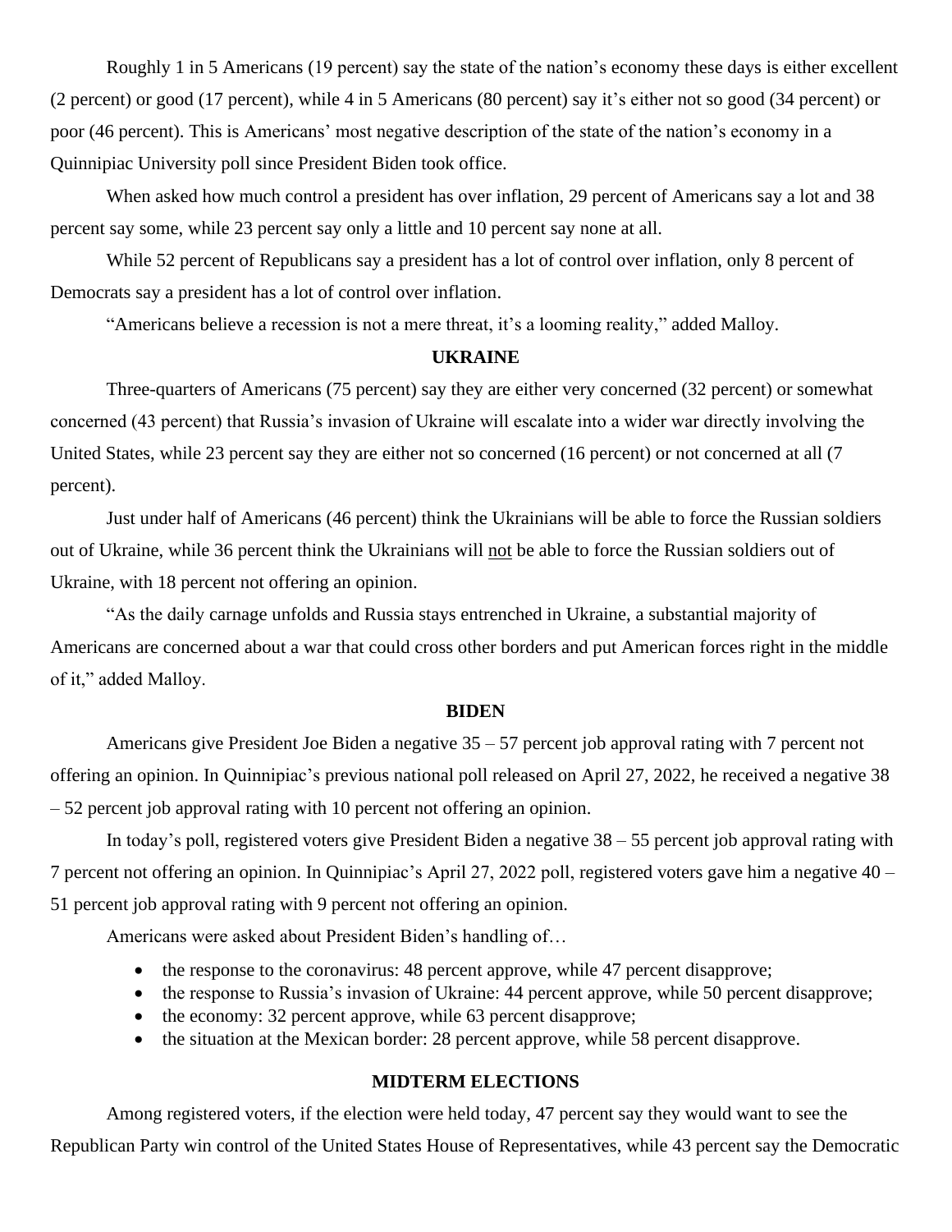Roughly 1 in 5 Americans (19 percent) say the state of the nation's economy these days is either excellent (2 percent) or good (17 percent), while 4 in 5 Americans (80 percent) say it's either not so good (34 percent) or poor (46 percent). This is Americans' most negative description of the state of the nation's economy in a Quinnipiac University poll since President Biden took office.

When asked how much control a president has over inflation, 29 percent of Americans say a lot and 38 percent say some, while 23 percent say only a little and 10 percent say none at all.

While 52 percent of Republicans say a president has a lot of control over inflation, only 8 percent of Democrats say a president has a lot of control over inflation.

"Americans believe a recession is not a mere threat, it's a looming reality," added Malloy.

## UKRAINE

Three-quarters of Americans (75 percent) say they are either very concerned (32 percent) or somewhat concerned (43 percent) that Russia's invasion of Ukraine will escalate into a wider war directly involving the United States, while 23 percent say they are either not so concerned (16 percent) or not concerned at all (7 percent).

Just under half of Americans (46 percent) think the Ukrainians will be able to force the Russian soldiers out of Ukraine, while 36 percent think the Ukrainians will not be able to force the Russian soldiers out of Ukraine, with 18 percent not offering an opinion.

"As the daily carnage unfolds and Russia stays entrenched in Ukraine, a substantial majority of Americans are concerned about a war that could cross other borders and put American forces right in the middle of it," added Malloy.

## BIDEN

Americans give President Joe Biden a negative 35 – 57 percent job approval rating with 7 percent not offering an opinion. In Quinnipiac's previous national poll released on April 27, 2022, he received a negative 38 – 52 percent job approval rating with 10 percent not offering an opinion.

In today's poll, registered voters give President Biden a negative 38 – 55 percent job approval rating with 7 percent not offering an opinion. In Quinnipiac's April 27, 2022 poll, registered voters gave him a negative 40 – 51 percent job approval rating with 9 percent not offering an opinion.

Americans were asked about President Biden's handling of…

- the response to the coronavirus: 48 percent approve, while 47 percent disapprove;
- the response to Russia's invasion of Ukraine: 44 percent approve, while 50 percent disapprove;
- the economy: 32 percent approve, while 63 percent disapprove;
- the situation at the Mexican border: 28 percent approve, while 58 percent disapprove.

## MIDTERM ELECTIONS

Among registered voters, if the election were held today, 47 percent say they would want to see the Republican Party win control of the United States House of Representatives, while 43 percent say the Democratic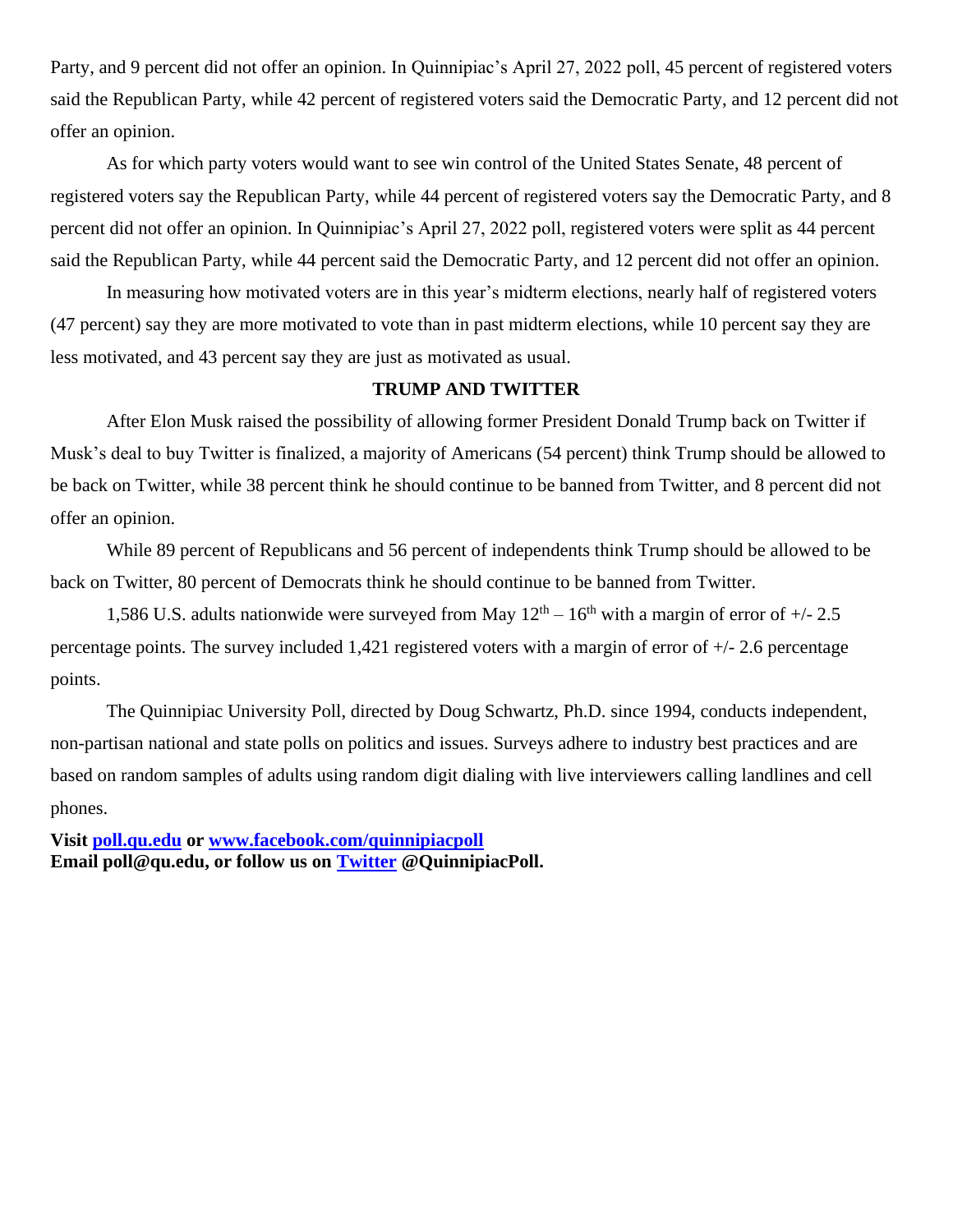Party, and 9 percent did not offer an opinion. In Quinnipiac's April 27, 2022 poll, 45 percent of registered voters said the Republican Party, while 42 percent of registered voters said the Democratic Party, and 12 percent did not offer an opinion.

As for which party voters would want to see win control of the United States Senate, 48 percent of registered voters say the Republican Party, while 44 percent of registered voters say the Democratic Party, and 8 percent did not offer an opinion. In Quinnipiac's April 27, 2022 poll, registered voters were split as 44 percent said the Republican Party, while 44 percent said the Democratic Party, and 12 percent did not offer an opinion.

In measuring how motivated voters are in this year's midterm elections, nearly half of registered voters (47 percent) say they are more motivated to vote than in past midterm elections, while 10 percent say they are less motivated, and 43 percent say they are just as motivated as usual.

**TRUMP AND TWITTER**

After Elon Musk raised the possibility of allowing former President Donald Trump back on Twitter if Musk's deal to buy Twitter is finalized, a majority of Americans (54 percent) think Trump should be allowed to be back on Twitter, while 38 percent think he should continue to be banned from Twitter, and 8 percent did not offer an opinion.

While 89 percent of Republicans and 56 percent of independents think Trump should be allowed to be back on Twitter, 80 percent of Democrats think he should continue to be banned from Twitter.

1,586 U.S. adults nationwide were surveyed from May 12th – 16th with a margin of error of +/- 2.5 percentage points. The survey included 1,421 registered voters with a margin of error of +/- 2.6 percentage points.

The Quinnipiac University Poll, directed by Doug Schwartz, Ph.D. since 1994, conducts independent, non-partisan national and state polls on politics and issues. Surveys adhere to industry best practices and are based on random samples of adults using random digit dialing with live interviewers calling landlines and cell phones.

**Visit [poll.qu.edu](poll.qu.edu) or [www.facebook.com/quinnipiacpoll](www.facebook.com/quinnipiacpoll)**
**Email poll@qu.edu, or follow us on [Twitter](Twitter) @QuinnipiacPoll.**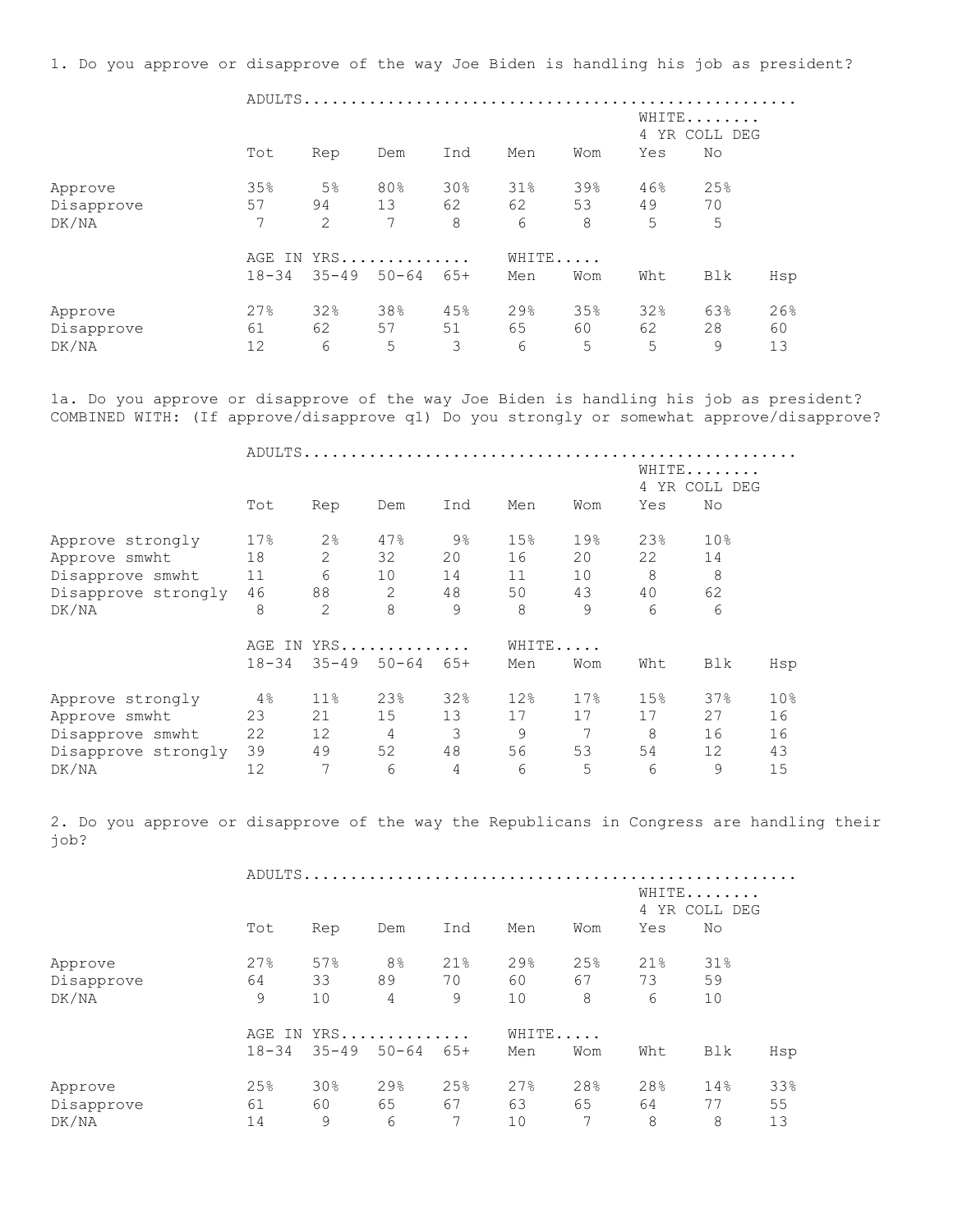1. Do you approve or disapprove of the way Joe Biden is handling his job as president?

| | ADULTS | | | | | | | |
|---|---|---|---|---|---|---|---|---|
| | | | | | | | WHITE 4 YR COLL DEG | |
| | Tot | Rep | Dem | Ind | Men | Wom | Yes | No |
| Approve | 35% | 5% | 80% | 30% | 31% | 39% | 46% | 25% |
| Disapprove | 57 | 94 | 13 | 62 | 62 | 53 | 49 | 70 |
| DK/NA | 7 | 2 | 7 | 8 | 6 | 8 | 5 | 5 |

| | AGE IN YRS | | | | WHITE | | | | |
|---|---|---|---|---|---|---|---|---|---|
| | 18-34 | 35-49 | 50-64 | 65+ | Men | Wom | Wht | Blk | Hsp |
| Approve | 27% | 32% | 38% | 45% | 29% | 35% | 32% | 63% | 26% |
| Disapprove | 61 | 62 | 57 | 51 | 65 | 60 | 62 | 28 | 60 |
| DK/NA | 12 | 6 | 5 | 3 | 6 | 5 | 5 | 9 | 13 |

1a. Do you approve or disapprove of the way Joe Biden is handling his job as president? COMBINED WITH: (If approve/disapprove q1) Do you strongly or somewhat approve/disapprove?

| | ADULTS | | | | | | | |
|---|---|---|---|---|---|---|---|---|
| | | | | | | | WHITE 4 YR COLL DEG | |
| | Tot | Rep | Dem | Ind | Men | Wom | Yes | No |
| Approve strongly | 17% | 2% | 47% | 9% | 15% | 19% | 23% | 10% |
| Approve smwht | 18 | 2 | 32 | 20 | 16 | 20 | 22 | 14 |
| Disapprove smwht | 11 | 6 | 10 | 14 | 11 | 10 | 8 | 8 |
| Disapprove strongly | 46 | 88 | 2 | 48 | 50 | 43 | 40 | 62 |
| DK/NA | 8 | 2 | 8 | 9 | 8 | 9 | 6 | 6 |

| | AGE IN YRS | | | | WHITE | | | | |
|---|---|---|---|---|---|---|---|---|---|
| | 18-34 | 35-49 | 50-64 | 65+ | Men | Wom | Wht | Blk | Hsp |
| Approve strongly | 4% | 11% | 23% | 32% | 12% | 17% | 15% | 37% | 10% |
| Approve smwht | 23 | 21 | 15 | 13 | 17 | 17 | 17 | 27 | 16 |
| Disapprove smwht | 22 | 12 | 4 | 3 | 9 | 7 | 8 | 16 | 16 |
| Disapprove strongly | 39 | 49 | 52 | 48 | 56 | 53 | 54 | 12 | 43 |
| DK/NA | 12 | 7 | 6 | 4 | 6 | 5 | 6 | 9 | 15 |

2. Do you approve or disapprove of the way the Republicans in Congress are handling their job?

| | ADULTS | | | | | | | |
|---|---|---|---|---|---|---|---|---|
| | | | | | | | WHITE 4 YR COLL DEG | |
| | Tot | Rep | Dem | Ind | Men | Wom | Yes | No |
| Approve | 27% | 57% | 8% | 21% | 29% | 25% | 21% | 31% |
| Disapprove | 64 | 33 | 89 | 70 | 60 | 67 | 73 | 59 |
| DK/NA | 9 | 10 | 4 | 9 | 10 | 8 | 6 | 10 |

| | AGE IN YRS | | | | WHITE | | | | |
|---|---|---|---|---|---|---|---|---|---|
| | 18-34 | 35-49 | 50-64 | 65+ | Men | Wom | Wht | Blk | Hsp |
| Approve | 25% | 30% | 29% | 25% | 27% | 28% | 28% | 14% | 33% |
| Disapprove | 61 | 60 | 65 | 67 | 63 | 65 | 64 | 77 | 55 |
| DK/NA | 14 | 9 | 6 | 7 | 10 | 7 | 8 | 8 | 13 |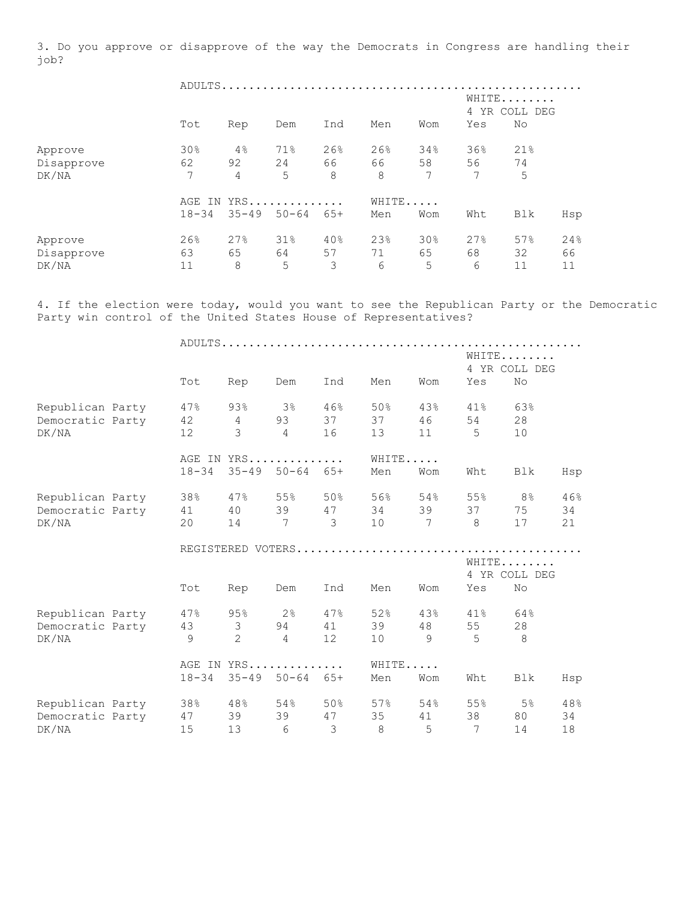3. Do you approve or disapprove of the way the Democrats in Congress are handling their job?

| | ADULTS | | | | | | | |
|---|---|---|---|---|---|---|---|---|
| | | | | | | | WHITE 4 YR COLL DEG | |
| | Tot | Rep | Dem | Ind | Men | Wom | Yes | No |
| Approve | 30% | 4% | 71% | 26% | 26% | 34% | 36% | 21% |
| Disapprove | 62 | 92 | 24 | 66 | 66 | 58 | 56 | 74 |
| DK/NA | 7 | 4 | 5 | 8 | 8 | 7 | 7 | 5 |

| | AGE IN YRS | | | | WHITE | | | | |
|---|---|---|---|---|---|---|---|---|---|
| | 18-34 | 35-49 | 50-64 | 65+ | Men | Wom | Wht | Blk | Hsp |
| Approve | 26% | 27% | 31% | 40% | 23% | 30% | 27% | 57% | 24% |
| Disapprove | 63 | 65 | 64 | 57 | 71 | 65 | 68 | 32 | 66 |
| DK/NA | 11 | 8 | 5 | 3 | 6 | 5 | 6 | 11 | 11 |

4. If the election were today, would you want to see the Republican Party or the Democratic Party win control of the United States House of Representatives?

| | ADULTS | | | | | | | |
|---|---|---|---|---|---|---|---|---|
| | | | | | | | WHITE 4 YR COLL DEG | |
| | Tot | Rep | Dem | Ind | Men | Wom | Yes | No |
| Republican Party | 47% | 93% | 3% | 46% | 50% | 43% | 41% | 63% |
| Democratic Party | 42 | 4 | 93 | 37 | 37 | 46 | 54 | 28 |
| DK/NA | 12 | 3 | 4 | 16 | 13 | 11 | 5 | 10 |

| | AGE IN YRS | | | | WHITE | | | | |
|---|---|---|---|---|---|---|---|---|---|
| | 18-34 | 35-49 | 50-64 | 65+ | Men | Wom | Wht | Blk | Hsp |
| Republican Party | 38% | 47% | 55% | 50% | 56% | 54% | 55% | 8% | 46% |
| Democratic Party | 41 | 40 | 39 | 47 | 34 | 39 | 37 | 75 | 34 |
| DK/NA | 20 | 14 | 7 | 3 | 10 | 7 | 8 | 17 | 21 |

| | REGISTERED VOTERS | | | | | | | |
|---|---|---|---|---|---|---|---|---|
| | | | | | | | WHITE 4 YR COLL DEG | |
| | Tot | Rep | Dem | Ind | Men | Wom | Yes | No |
| Republican Party | 47% | 95% | 2% | 47% | 52% | 43% | 41% | 64% |
| Democratic Party | 43 | 3 | 94 | 41 | 39 | 48 | 55 | 28 |
| DK/NA | 9 | 2 | 4 | 12 | 10 | 9 | 5 | 8 |

| | AGE IN YRS | | | | WHITE | | | | |
|---|---|---|---|---|---|---|---|---|---|
| | 18-34 | 35-49 | 50-64 | 65+ | Men | Wom | Wht | Blk | Hsp |
| Republican Party | 38% | 48% | 54% | 50% | 57% | 54% | 55% | 5% | 48% |
| Democratic Party | 47 | 39 | 39 | 47 | 35 | 41 | 38 | 80 | 34 |
| DK/NA | 15 | 13 | 6 | 3 | 8 | 5 | 7 | 14 | 18 |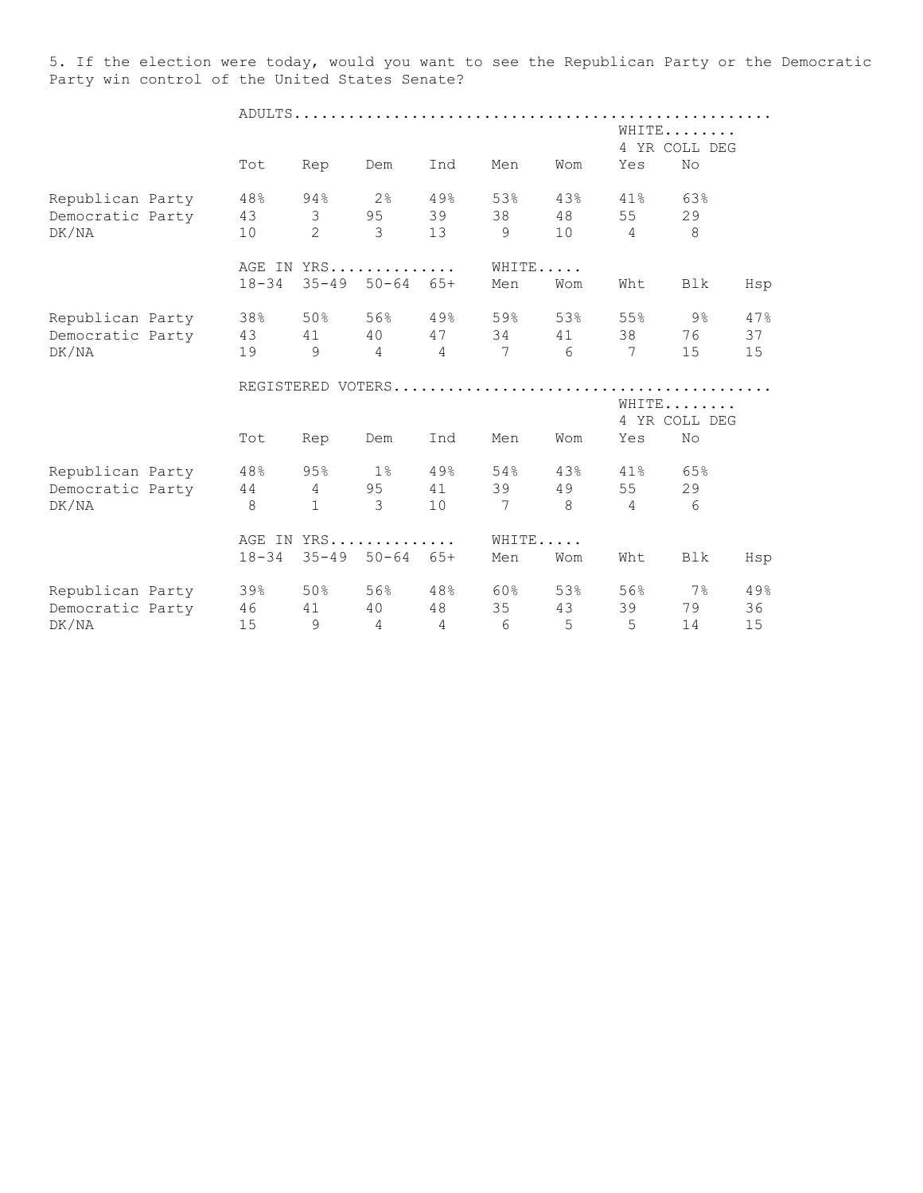5. If the election were today, would you want to see the Republican Party or the Democratic Party win control of the United States Senate?

ADULTS

| | Tot | Rep | Dem | Ind | Men | Wom | WHITE 4 YR COLL DEG Yes | No |
|---|---|---|---|---|---|---|---|---|
| Republican Party | 48% | 94% | 2% | 49% | 53% | 43% | 41% | 63% |
| Democratic Party | 43 | 3 | 95 | 39 | 38 | 48 | 55 | 29 |
| DK/NA | 10 | 2 | 3 | 13 | 9 | 10 | 4 | 8 |

| | AGE IN YRS 18-34 | 35-49 | 50-64 | 65+ | WHITE Men | Wom | Wht | Blk | Hsp |
|---|---|---|---|---|---|---|---|---|---|
| Republican Party | 38% | 50% | 56% | 49% | 59% | 53% | 55% | 9% | 47% |
| Democratic Party | 43 | 41 | 40 | 47 | 34 | 41 | 38 | 76 | 37 |
| DK/NA | 19 | 9 | 4 | 4 | 7 | 6 | 7 | 15 | 15 |

REGISTERED VOTERS

| | Tot | Rep | Dem | Ind | Men | Wom | WHITE 4 YR COLL DEG Yes | No |
|---|---|---|---|---|---|---|---|---|
| Republican Party | 48% | 95% | 1% | 49% | 54% | 43% | 41% | 65% |
| Democratic Party | 44 | 4 | 95 | 41 | 39 | 49 | 55 | 29 |
| DK/NA | 8 | 1 | 3 | 10 | 7 | 8 | 4 | 6 |

| | AGE IN YRS 18-34 | 35-49 | 50-64 | 65+ | WHITE Men | Wom | Wht | Blk | Hsp |
|---|---|---|---|---|---|---|---|---|---|
| Republican Party | 39% | 50% | 56% | 48% | 60% | 53% | 56% | 7% | 49% |
| Democratic Party | 46 | 41 | 40 | 48 | 35 | 43 | 39 | 79 | 36 |
| DK/NA | 15 | 9 | 4 | 4 | 6 | 5 | 5 | 14 | 15 |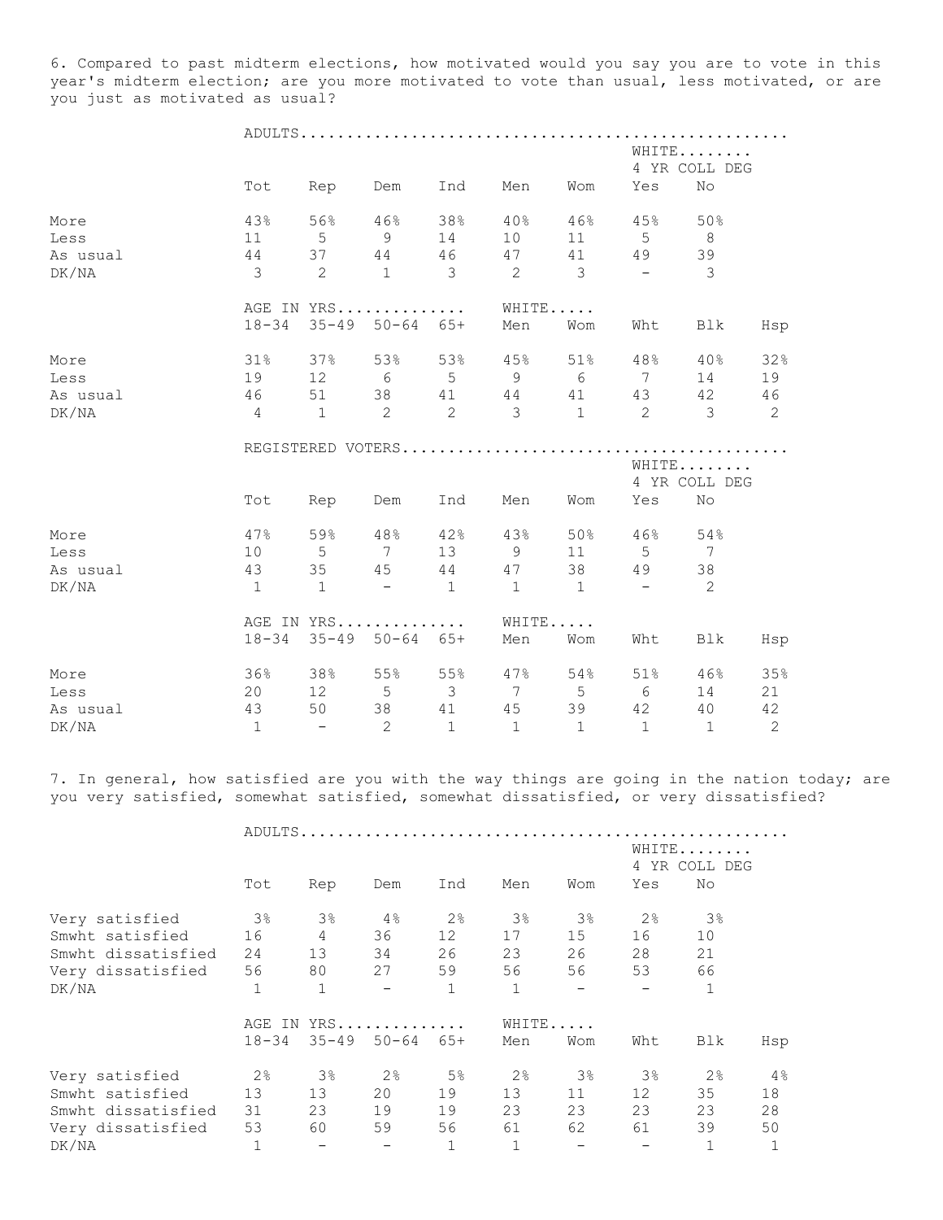6. Compared to past midterm elections, how motivated would you say you are to vote in this year's midterm election; are you more motivated to vote than usual, less motivated, or are you just as motivated as usual?

| | ADULTS | | | | | | | |
|---|---|---|---|---|---|---|---|---|
| | | | | | | | WHITE 4 YR COLL DEG | |
| | Tot | Rep | Dem | Ind | Men | Wom | Yes | No |
| More | 43% | 56% | 46% | 38% | 40% | 46% | 45% | 50% |
| Less | 11 | 5 | 9 | 14 | 10 | 11 | 5 | 8 |
| As usual | 44 | 37 | 44 | 46 | 47 | 41 | 49 | 39 |
| DK/NA | 3 | 2 | 1 | 3 | 2 | 3 | - | 3 |

| | AGE IN YRS | | | | WHITE | | | | |
|---|---|---|---|---|---|---|---|---|---|
| | 18-34 | 35-49 | 50-64 | 65+ | Men | Wom | Wht | Blk | Hsp |
| More | 31% | 37% | 53% | 53% | 45% | 51% | 48% | 40% | 32% |
| Less | 19 | 12 | 6 | 5 | 9 | 6 | 7 | 14 | 19 |
| As usual | 46 | 51 | 38 | 41 | 44 | 41 | 43 | 42 | 46 |
| DK/NA | 4 | 1 | 2 | 2 | 3 | 1 | 2 | 3 | 2 |

| | REGISTERED VOTERS | | | | | | | |
|---|---|---|---|---|---|---|---|---|
| | | | | | | | WHITE 4 YR COLL DEG | |
| | Tot | Rep | Dem | Ind | Men | Wom | Yes | No |
| More | 47% | 59% | 48% | 42% | 43% | 50% | 46% | 54% |
| Less | 10 | 5 | 7 | 13 | 9 | 11 | 5 | 7 |
| As usual | 43 | 35 | 45 | 44 | 47 | 38 | 49 | 38 |
| DK/NA | 1 | 1 | - | 1 | 1 | 1 | - | 2 |

| | AGE IN YRS | | | | WHITE | | | | |
|---|---|---|---|---|---|---|---|---|---|
| | 18-34 | 35-49 | 50-64 | 65+ | Men | Wom | Wht | Blk | Hsp |
| More | 36% | 38% | 55% | 55% | 47% | 54% | 51% | 46% | 35% |
| Less | 20 | 12 | 5 | 3 | 7 | 5 | 6 | 14 | 21 |
| As usual | 43 | 50 | 38 | 41 | 45 | 39 | 42 | 40 | 42 |
| DK/NA | 1 | - | 2 | 1 | 1 | 1 | 1 | 1 | 2 |

7. In general, how satisfied are you with the way things are going in the nation today; are you very satisfied, somewhat satisfied, somewhat dissatisfied, or very dissatisfied?

| | ADULTS | | | | | | | |
|---|---|---|---|---|---|---|---|---|
| | | | | | | | WHITE 4 YR COLL DEG | |
| | Tot | Rep | Dem | Ind | Men | Wom | Yes | No |
| Very satisfied | 3% | 3% | 4% | 2% | 3% | 3% | 2% | 3% |
| Smwht satisfied | 16 | 4 | 36 | 12 | 17 | 15 | 16 | 10 |
| Smwht dissatisfied | 24 | 13 | 34 | 26 | 23 | 26 | 28 | 21 |
| Very dissatisfied | 56 | 80 | 27 | 59 | 56 | 56 | 53 | 66 |
| DK/NA | 1 | 1 | - | 1 | 1 | - | - | 1 |

| | AGE IN YRS | | | | WHITE | | | | |
|---|---|---|---|---|---|---|---|---|---|
| | 18-34 | 35-49 | 50-64 | 65+ | Men | Wom | Wht | Blk | Hsp |
| Very satisfied | 2% | 3% | 2% | 5% | 2% | 3% | 3% | 2% | 4% |
| Smwht satisfied | 13 | 13 | 20 | 19 | 13 | 11 | 12 | 35 | 18 |
| Smwht dissatisfied | 31 | 23 | 19 | 19 | 23 | 23 | 23 | 23 | 28 |
| Very dissatisfied | 53 | 60 | 59 | 56 | 61 | 62 | 61 | 39 | 50 |
| DK/NA | 1 | - | - | 1 | 1 | - | - | 1 | 1 |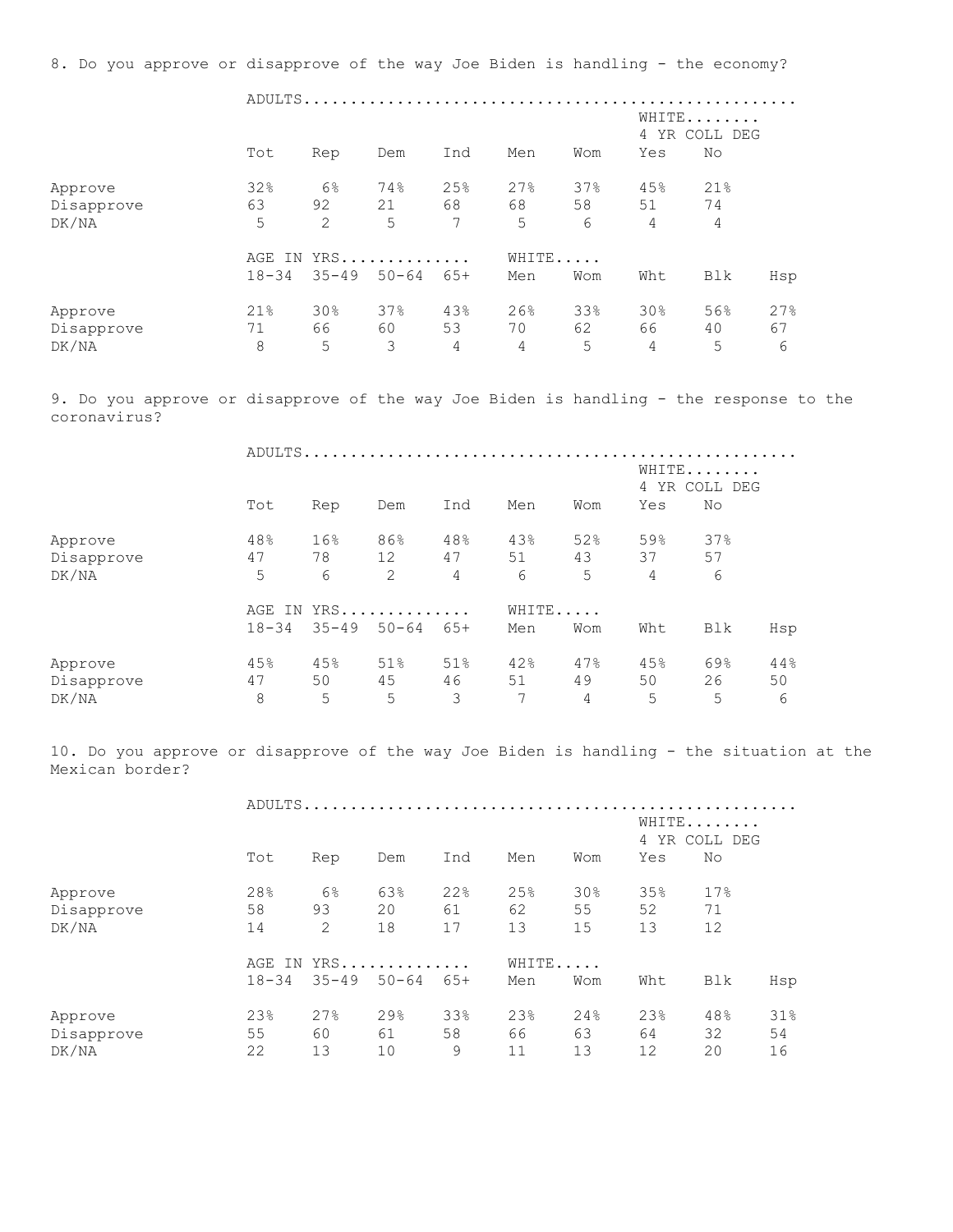8. Do you approve or disapprove of the way Joe Biden is handling - the economy?

| | ADULTS | | | | | | | |
|---|---|---|---|---|---|---|---|---|
| | | | | | | | WHITE 4 YR COLL DEG | |
| | Tot | Rep | Dem | Ind | Men | Wom | Yes | No |
| Approve | 32% | 6% | 74% | 25% | 27% | 37% | 45% | 21% |
| Disapprove | 63 | 92 | 21 | 68 | 68 | 58 | 51 | 74 |
| DK/NA | 5 | 2 | 5 | 7 | 5 | 6 | 4 | 4 |

| | AGE IN YRS | | | | WHITE | | | | |
|---|---|---|---|---|---|---|---|---|---|
| | 18-34 | 35-49 | 50-64 | 65+ | Men | Wom | Wht | Blk | Hsp |
| Approve | 21% | 30% | 37% | 43% | 26% | 33% | 30% | 56% | 27% |
| Disapprove | 71 | 66 | 60 | 53 | 70 | 62 | 66 | 40 | 67 |
| DK/NA | 8 | 5 | 3 | 4 | 4 | 5 | 4 | 5 | 6 |

9. Do you approve or disapprove of the way Joe Biden is handling - the response to the coronavirus?

| | ADULTS | | | | | | | |
|---|---|---|---|---|---|---|---|---|
| | | | | | | | WHITE 4 YR COLL DEG | |
| | Tot | Rep | Dem | Ind | Men | Wom | Yes | No |
| Approve | 48% | 16% | 86% | 48% | 43% | 52% | 59% | 37% |
| Disapprove | 47 | 78 | 12 | 47 | 51 | 43 | 37 | 57 |
| DK/NA | 5 | 6 | 2 | 4 | 6 | 5 | 4 | 6 |

| | AGE IN YRS | | | | WHITE | | | | |
|---|---|---|---|---|---|---|---|---|---|
| | 18-34 | 35-49 | 50-64 | 65+ | Men | Wom | Wht | Blk | Hsp |
| Approve | 45% | 45% | 51% | 51% | 42% | 47% | 45% | 69% | 44% |
| Disapprove | 47 | 50 | 45 | 46 | 51 | 49 | 50 | 26 | 50 |
| DK/NA | 8 | 5 | 5 | 3 | 7 | 4 | 5 | 5 | 6 |

10. Do you approve or disapprove of the way Joe Biden is handling - the situation at the Mexican border?

| | ADULTS | | | | | | | |
|---|---|---|---|---|---|---|---|---|
| | | | | | | | WHITE 4 YR COLL DEG | |
| | Tot | Rep | Dem | Ind | Men | Wom | Yes | No |
| Approve | 28% | 6% | 63% | 22% | 25% | 30% | 35% | 17% |
| Disapprove | 58 | 93 | 20 | 61 | 62 | 55 | 52 | 71 |
| DK/NA | 14 | 2 | 18 | 17 | 13 | 15 | 13 | 12 |

| | AGE IN YRS | | | | WHITE | | | | |
|---|---|---|---|---|---|---|---|---|---|
| | 18-34 | 35-49 | 50-64 | 65+ | Men | Wom | Wht | Blk | Hsp |
| Approve | 23% | 27% | 29% | 33% | 23% | 24% | 23% | 48% | 31% |
| Disapprove | 55 | 60 | 61 | 58 | 66 | 63 | 64 | 32 | 54 |
| DK/NA | 22 | 13 | 10 | 9 | 11 | 13 | 12 | 20 | 16 |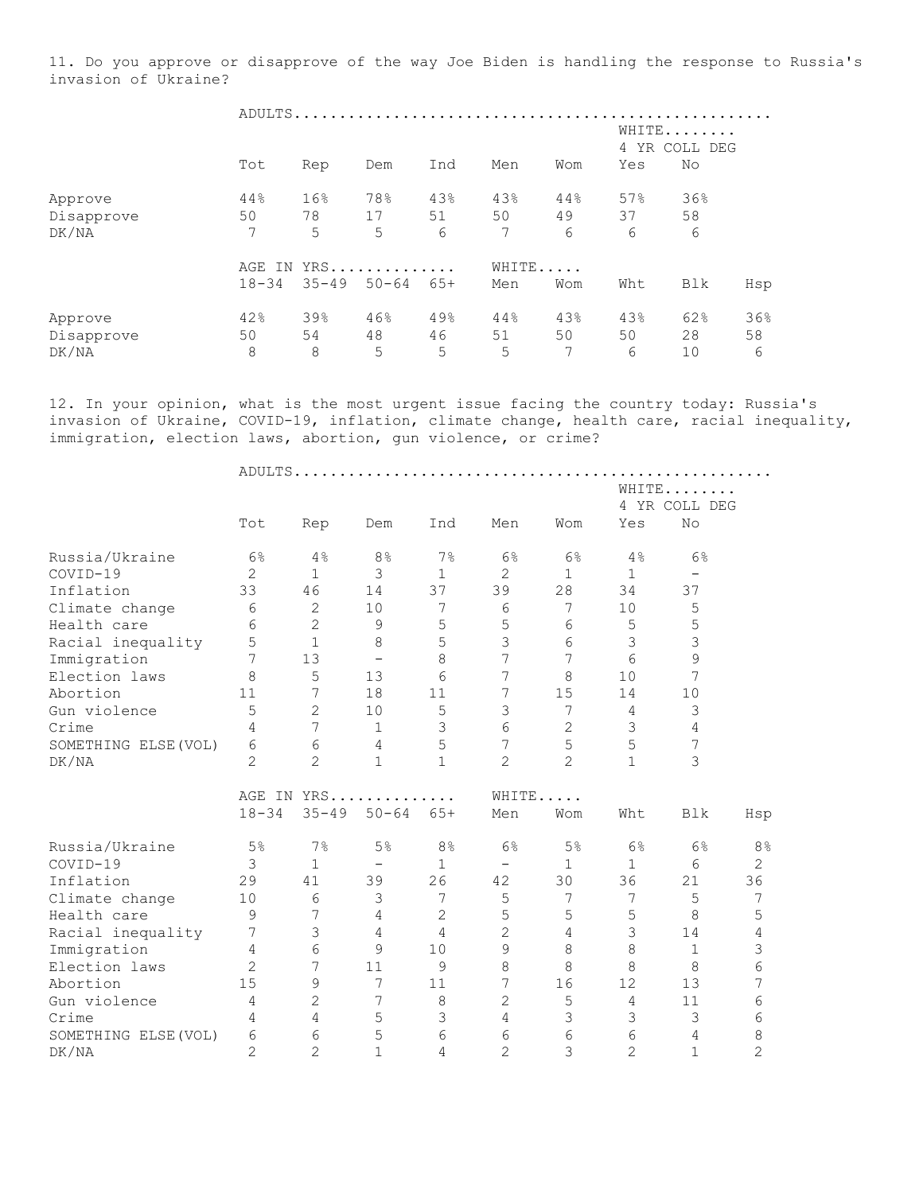11. Do you approve or disapprove of the way Joe Biden is handling the response to Russia's invasion of Ukraine?

| | ADULTS | | | | | | WHITE 4 YR COLL DEG | |
|---|---|---|---|---|---|---|---|---|
| | Tot | Rep | Dem | Ind | Men | Wom | Yes | No |
| Approve | 44% | 16% | 78% | 43% | 43% | 44% | 57% | 36% |
| Disapprove | 50 | 78 | 17 | 51 | 50 | 49 | 37 | 58 |
| DK/NA | 7 | 5 | 5 | 6 | 7 | 6 | 6 | 6 |

| | AGE IN YRS | | | | WHITE | | | | |
|---|---|---|---|---|---|---|---|---|---|
| | 18-34 | 35-49 | 50-64 | 65+ | Men | Wom | Wht | Blk | Hsp |
| Approve | 42% | 39% | 46% | 49% | 44% | 43% | 43% | 62% | 36% |
| Disapprove | 50 | 54 | 48 | 46 | 51 | 50 | 50 | 28 | 58 |
| DK/NA | 8 | 8 | 5 | 5 | 5 | 7 | 6 | 10 | 6 |

12. In your opinion, what is the most urgent issue facing the country today: Russia's invasion of Ukraine, COVID-19, inflation, climate change, health care, racial inequality, immigration, election laws, abortion, gun violence, or crime?

| | ADULTS | | | | | | WHITE 4 YR COLL DEG | |
|---|---|---|---|---|---|---|---|---|
| | Tot | Rep | Dem | Ind | Men | Wom | Yes | No |
| Russia/Ukraine | 6% | 4% | 8% | 7% | 6% | 6% | 4% | 6% |
| COVID-19 | 2 | 1 | 3 | 1 | 2 | 1 | 1 | - |
| Inflation | 33 | 46 | 14 | 37 | 39 | 28 | 34 | 37 |
| Climate change | 6 | 2 | 10 | 7 | 6 | 7 | 10 | 5 |
| Health care | 6 | 2 | 9 | 5 | 5 | 6 | 5 | 5 |
| Racial inequality | 5 | 1 | 8 | 5 | 3 | 6 | 3 | 3 |
| Immigration | 7 | 13 | - | 8 | 7 | 7 | 6 | 9 |
| Election laws | 8 | 5 | 13 | 6 | 7 | 8 | 10 | 7 |
| Abortion | 11 | 7 | 18 | 11 | 7 | 15 | 14 | 10 |
| Gun violence | 5 | 2 | 10 | 5 | 3 | 7 | 4 | 3 |
| Crime | 4 | 7 | 1 | 3 | 6 | 2 | 3 | 4 |
| SOMETHING ELSE(VOL) | 6 | 6 | 4 | 5 | 7 | 5 | 5 | 7 |
| DK/NA | 2 | 2 | 1 | 1 | 2 | 2 | 1 | 3 |

| | AGE IN YRS | | | | WHITE | | | | |
|---|---|---|---|---|---|---|---|---|---|
| | 18-34 | 35-49 | 50-64 | 65+ | Men | Wom | Wht | Blk | Hsp |
| Russia/Ukraine | 5% | 7% | 5% | 8% | 6% | 5% | 6% | 6% | 8% |
| COVID-19 | 3 | 1 | - | 1 | - | 1 | 1 | 6 | 2 |
| Inflation | 29 | 41 | 39 | 26 | 42 | 30 | 36 | 21 | 36 |
| Climate change | 10 | 6 | 3 | 7 | 5 | 7 | 7 | 5 | 7 |
| Health care | 9 | 7 | 4 | 2 | 5 | 5 | 5 | 8 | 5 |
| Racial inequality | 7 | 3 | 4 | 4 | 2 | 4 | 3 | 14 | 4 |
| Immigration | 4 | 6 | 9 | 10 | 9 | 8 | 8 | 1 | 3 |
| Election laws | 2 | 7 | 11 | 9 | 8 | 8 | 8 | 8 | 6 |
| Abortion | 15 | 9 | 7 | 11 | 7 | 16 | 12 | 13 | 7 |
| Gun violence | 4 | 2 | 7 | 8 | 2 | 5 | 4 | 11 | 6 |
| Crime | 4 | 4 | 5 | 3 | 4 | 3 | 3 | 3 | 6 |
| SOMETHING ELSE(VOL) | 6 | 6 | 5 | 6 | 6 | 6 | 6 | 4 | 8 |
| DK/NA | 2 | 2 | 1 | 4 | 2 | 3 | 2 | 1 | 2 |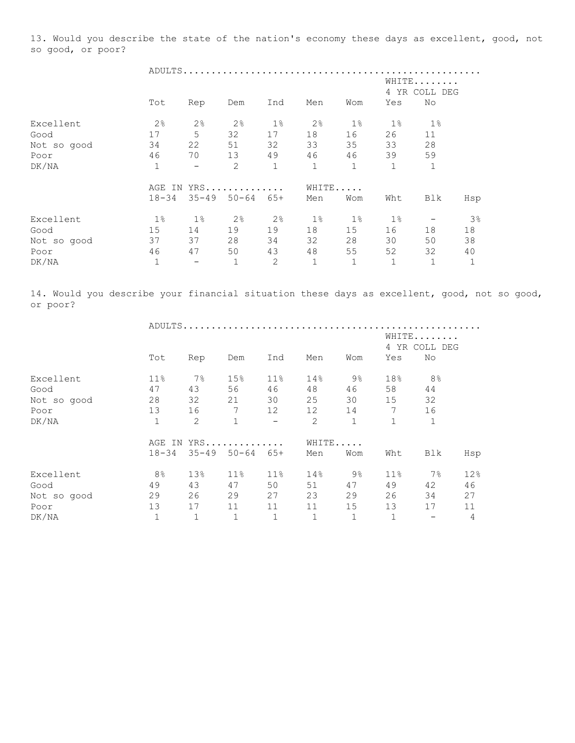13. Would you describe the state of the nation's economy these days as excellent, good, not so good, or poor?

| | ADULTS | | | | | | | |
|---|---|---|---|---|---|---|---|---|
| | | | | | | | WHITE 4 YR COLL DEG | |
| | Tot | Rep | Dem | Ind | Men | Wom | Yes | No |
| Excellent | 2% | 2% | 2% | 1% | 2% | 1% | 1% | 1% |
| Good | 17 | 5 | 32 | 17 | 18 | 16 | 26 | 11 |
| Not so good | 34 | 22 | 51 | 32 | 33 | 35 | 33 | 28 |
| Poor | 46 | 70 | 13 | 49 | 46 | 46 | 39 | 59 |
| DK/NA | 1 | - | 2 | 1 | 1 | 1 | 1 | 1 |

| | AGE IN YRS | | | | WHITE | | | | |
|---|---|---|---|---|---|---|---|---|---|
| | 18-34 | 35-49 | 50-64 | 65+ | Men | Wom | Wht | Blk | Hsp |
| Excellent | 1% | 1% | 2% | 2% | 1% | 1% | 1% | - | 3% |
| Good | 15 | 14 | 19 | 19 | 18 | 15 | 16 | 18 | 18 |
| Not so good | 37 | 37 | 28 | 34 | 32 | 28 | 30 | 50 | 38 |
| Poor | 46 | 47 | 50 | 43 | 48 | 55 | 52 | 32 | 40 |
| DK/NA | 1 | - | 1 | 2 | 1 | 1 | 1 | 1 | 1 |

14. Would you describe your financial situation these days as excellent, good, not so good, or poor?

| | ADULTS | | | | | | | |
|---|---|---|---|---|---|---|---|---|
| | | | | | | | WHITE 4 YR COLL DEG | |
| | Tot | Rep | Dem | Ind | Men | Wom | Yes | No |
| Excellent | 11% | 7% | 15% | 11% | 14% | 9% | 18% | 8% |
| Good | 47 | 43 | 56 | 46 | 48 | 46 | 58 | 44 |
| Not so good | 28 | 32 | 21 | 30 | 25 | 30 | 15 | 32 |
| Poor | 13 | 16 | 7 | 12 | 12 | 14 | 7 | 16 |
| DK/NA | 1 | 2 | 1 | - | 2 | 1 | 1 | 1 |

| | AGE IN YRS | | | | WHITE | | | | |
|---|---|---|---|---|---|---|---|---|---|
| | 18-34 | 35-49 | 50-64 | 65+ | Men | Wom | Wht | Blk | Hsp |
| Excellent | 8% | 13% | 11% | 11% | 14% | 9% | 11% | 7% | 12% |
| Good | 49 | 43 | 47 | 50 | 51 | 47 | 49 | 42 | 46 |
| Not so good | 29 | 26 | 29 | 27 | 23 | 29 | 26 | 34 | 27 |
| Poor | 13 | 17 | 11 | 11 | 11 | 15 | 13 | 17 | 11 |
| DK/NA | 1 | 1 | 1 | 1 | 1 | 1 | 1 | - | 4 |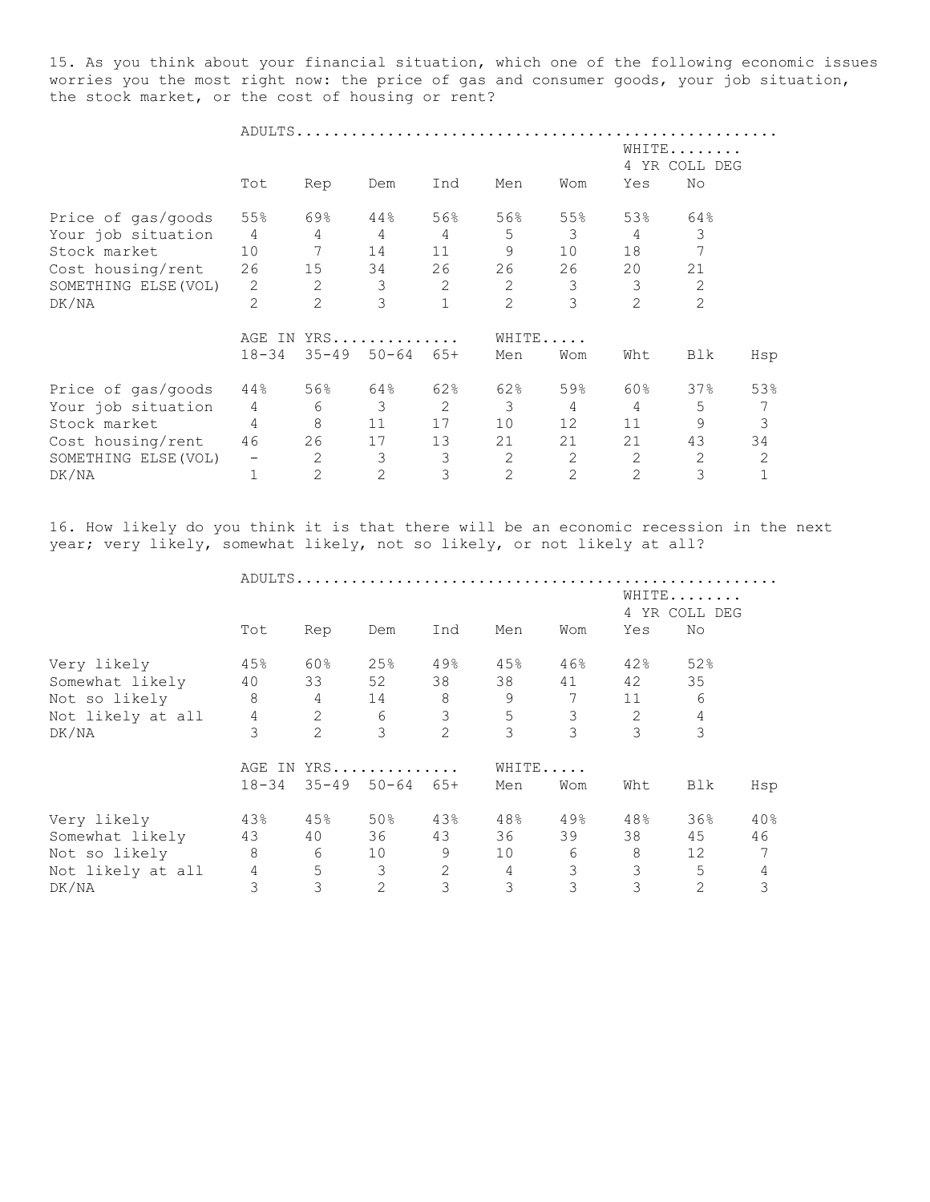15. As you think about your financial situation, which one of the following economic issues worries you the most right now: the price of gas and consumer goods, your job situation, the stock market, or the cost of housing or rent?

| | ADULTS | | | | | | | |
|---|---|---|---|---|---|---|---|---|
| | | | | | | | WHITE 4 YR COLL DEG | |
| | Tot | Rep | Dem | Ind | Men | Wom | Yes | No |
| Price of gas/goods | 55% | 69% | 44% | 56% | 56% | 55% | 53% | 64% |
| Your job situation | 4 | 4 | 4 | 4 | 5 | 3 | 4 | 3 |
| Stock market | 10 | 7 | 14 | 11 | 9 | 10 | 18 | 7 |
| Cost housing/rent | 26 | 15 | 34 | 26 | 26 | 26 | 20 | 21 |
| SOMETHING ELSE(VOL) | 2 | 2 | 3 | 2 | 2 | 3 | 3 | 2 |
| DK/NA | 2 | 2 | 3 | 1 | 2 | 3 | 2 | 2 |

| | AGE IN YRS | | | | WHITE | | | | |
|---|---|---|---|---|---|---|---|---|---|
| | 18-34 | 35-49 | 50-64 | 65+ | Men | Wom | Wht | Blk | Hsp |
| Price of gas/goods | 44% | 56% | 64% | 62% | 62% | 59% | 60% | 37% | 53% |
| Your job situation | 4 | 6 | 3 | 2 | 3 | 4 | 4 | 5 | 7 |
| Stock market | 4 | 8 | 11 | 17 | 10 | 12 | 11 | 9 | 3 |
| Cost housing/rent | 46 | 26 | 17 | 13 | 21 | 21 | 21 | 43 | 34 |
| SOMETHING ELSE(VOL) | - | 2 | 3 | 3 | 2 | 2 | 2 | 2 | 2 |
| DK/NA | 1 | 2 | 2 | 3 | 2 | 2 | 2 | 3 | 1 |

16. How likely do you think it is that there will be an economic recession in the next year; very likely, somewhat likely, not so likely, or not likely at all?

| | ADULTS | | | | | | | |
|---|---|---|---|---|---|---|---|---|
| | | | | | | | WHITE 4 YR COLL DEG | |
| | Tot | Rep | Dem | Ind | Men | Wom | Yes | No |
| Very likely | 45% | 60% | 25% | 49% | 45% | 46% | 42% | 52% |
| Somewhat likely | 40 | 33 | 52 | 38 | 38 | 41 | 42 | 35 |
| Not so likely | 8 | 4 | 14 | 8 | 9 | 7 | 11 | 6 |
| Not likely at all | 4 | 2 | 6 | 3 | 5 | 3 | 2 | 4 |
| DK/NA | 3 | 2 | 3 | 2 | 3 | 3 | 3 | 3 |

| | AGE IN YRS | | | | WHITE | | | | |
|---|---|---|---|---|---|---|---|---|---|
| | 18-34 | 35-49 | 50-64 | 65+ | Men | Wom | Wht | Blk | Hsp |
| Very likely | 43% | 45% | 50% | 43% | 48% | 49% | 48% | 36% | 40% |
| Somewhat likely | 43 | 40 | 36 | 43 | 36 | 39 | 38 | 45 | 46 |
| Not so likely | 8 | 6 | 10 | 9 | 10 | 6 | 8 | 12 | 7 |
| Not likely at all | 4 | 5 | 3 | 2 | 4 | 3 | 3 | 5 | 4 |
| DK/NA | 3 | 3 | 2 | 3 | 3 | 3 | 3 | 2 | 3 |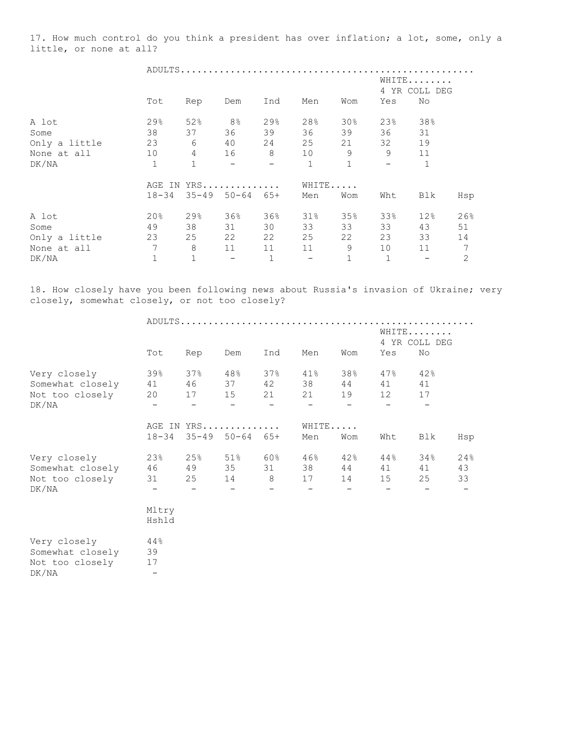17. How much control do you think a president has over inflation; a lot, some, only a little, or none at all?

| | ADULTS | | | | | | | |
|---|---|---|---|---|---|---|---|---|
| | | | | | | | WHITE 4 YR COLL DEG | |
| | Tot | Rep | Dem | Ind | Men | Wom | Yes | No |
| A lot | 29% | 52% | 8% | 29% | 28% | 30% | 23% | 38% |
| Some | 38 | 37 | 36 | 39 | 36 | 39 | 36 | 31 |
| Only a little | 23 | 6 | 40 | 24 | 25 | 21 | 32 | 19 |
| None at all | 10 | 4 | 16 | 8 | 10 | 9 | 9 | 11 |
| DK/NA | 1 | 1 | - | - | 1 | 1 | - | 1 |

| | AGE IN YRS | | | | WHITE | | | | |
|---|---|---|---|---|---|---|---|---|---|
| | 18-34 | 35-49 | 50-64 | 65+ | Men | Wom | Wht | Blk | Hsp |
| A lot | 20% | 29% | 36% | 36% | 31% | 35% | 33% | 12% | 26% |
| Some | 49 | 38 | 31 | 30 | 33 | 33 | 33 | 43 | 51 |
| Only a little | 23 | 25 | 22 | 22 | 25 | 22 | 23 | 33 | 14 |
| None at all | 7 | 8 | 11 | 11 | 11 | 9 | 10 | 11 | 7 |
| DK/NA | 1 | 1 | - | 1 | - | 1 | 1 | - | 2 |

18. How closely have you been following news about Russia's invasion of Ukraine; very closely, somewhat closely, or not too closely?

| | ADULTS | | | | | | | |
|---|---|---|---|---|---|---|---|---|
| | | | | | | | WHITE 4 YR COLL DEG | |
| | Tot | Rep | Dem | Ind | Men | Wom | Yes | No |
| Very closely | 39% | 37% | 48% | 37% | 41% | 38% | 47% | 42% |
| Somewhat closely | 41 | 46 | 37 | 42 | 38 | 44 | 41 | 41 |
| Not too closely | 20 | 17 | 15 | 21 | 21 | 19 | 12 | 17 |
| DK/NA | - | - | - | - | - | - | - | - |

| | AGE IN YRS | | | | WHITE | | | | |
|---|---|---|---|---|---|---|---|---|---|
| | 18-34 | 35-49 | 50-64 | 65+ | Men | Wom | Wht | Blk | Hsp |
| Very closely | 23% | 25% | 51% | 60% | 46% | 42% | 44% | 34% | 24% |
| Somewhat closely | 46 | 49 | 35 | 31 | 38 | 44 | 41 | 41 | 43 |
| Not too closely | 31 | 25 | 14 | 8 | 17 | 14 | 15 | 25 | 33 |
| DK/NA | - | - | - | - | - | - | - | - | - |

| | Mltry Hshld |
|---|---|
| Very closely | 44% |
| Somewhat closely | 39 |
| Not too closely | 17 |
| DK/NA | - |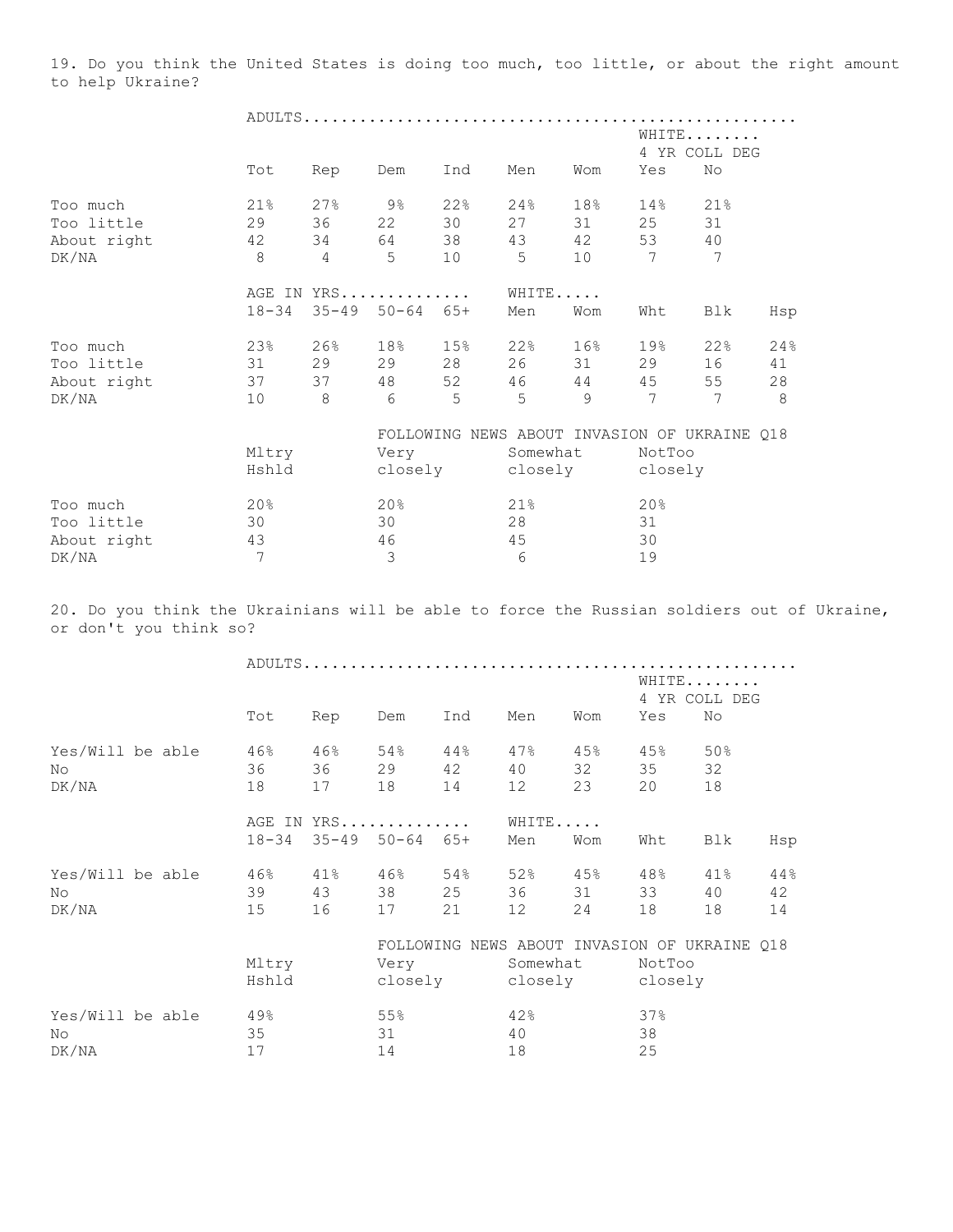19. Do you think the United States is doing too much, too little, or about the right amount to help Ukraine?

| | ADULTS | | | | | | WHITE 4 YR COLL DEG | |
|---|---|---|---|---|---|---|---|---|
| | Tot | Rep | Dem | Ind | Men | Wom | Yes | No |
| Too much | 21% | 27% | 9% | 22% | 24% | 18% | 14% | 21% |
| Too little | 29 | 36 | 22 | 30 | 27 | 31 | 25 | 31 |
| About right | 42 | 34 | 64 | 38 | 43 | 42 | 53 | 40 |
| DK/NA | 8 | 4 | 5 | 10 | 5 | 10 | 7 | 7 |

| | AGE IN YRS | | | | WHITE | | | | |
|---|---|---|---|---|---|---|---|---|---|
| | 18-34 | 35-49 | 50-64 | 65+ | Men | Wom | Wht | Blk | Hsp |
| Too much | 23% | 26% | 18% | 15% | 22% | 16% | 19% | 22% | 24% |
| Too little | 31 | 29 | 29 | 28 | 26 | 31 | 29 | 16 | 41 |
| About right | 37 | 37 | 48 | 52 | 46 | 44 | 45 | 55 | 28 |
| DK/NA | 10 | 8 | 6 | 5 | 5 | 9 | 7 | 7 | 8 |

| | | FOLLOWING NEWS ABOUT INVASION OF UKRAINE Q18 | | |
|---|---|---|---|---|
| | Mltry Hshld | Very closely | Somewhat closely | NotToo closely |
| Too much | 20% | 20% | 21% | 20% |
| Too little | 30 | 30 | 28 | 31 |
| About right | 43 | 46 | 45 | 30 |
| DK/NA | 7 | 3 | 6 | 19 |

20. Do you think the Ukrainians will be able to force the Russian soldiers out of Ukraine, or don't you think so?

| | ADULTS | | | | | | WHITE 4 YR COLL DEG | |
|---|---|---|---|---|---|---|---|---|
| | Tot | Rep | Dem | Ind | Men | Wom | Yes | No |
| Yes/Will be able | 46% | 46% | 54% | 44% | 47% | 45% | 45% | 50% |
| No | 36 | 36 | 29 | 42 | 40 | 32 | 35 | 32 |
| DK/NA | 18 | 17 | 18 | 14 | 12 | 23 | 20 | 18 |

| | AGE IN YRS | | | | WHITE | | | | |
|---|---|---|---|---|---|---|---|---|---|
| | 18-34 | 35-49 | 50-64 | 65+ | Men | Wom | Wht | Blk | Hsp |
| Yes/Will be able | 46% | 41% | 46% | 54% | 52% | 45% | 48% | 41% | 44% |
| No | 39 | 43 | 38 | 25 | 36 | 31 | 33 | 40 | 42 |
| DK/NA | 15 | 16 | 17 | 21 | 12 | 24 | 18 | 18 | 14 |

| | | FOLLOWING NEWS ABOUT INVASION OF UKRAINE Q18 | | |
|---|---|---|---|---|
| | Mltry Hshld | Very closely | Somewhat closely | NotToo closely |
| Yes/Will be able | 49% | 55% | 42% | 37% |
| No | 35 | 31 | 40 | 38 |
| DK/NA | 17 | 14 | 18 | 25 |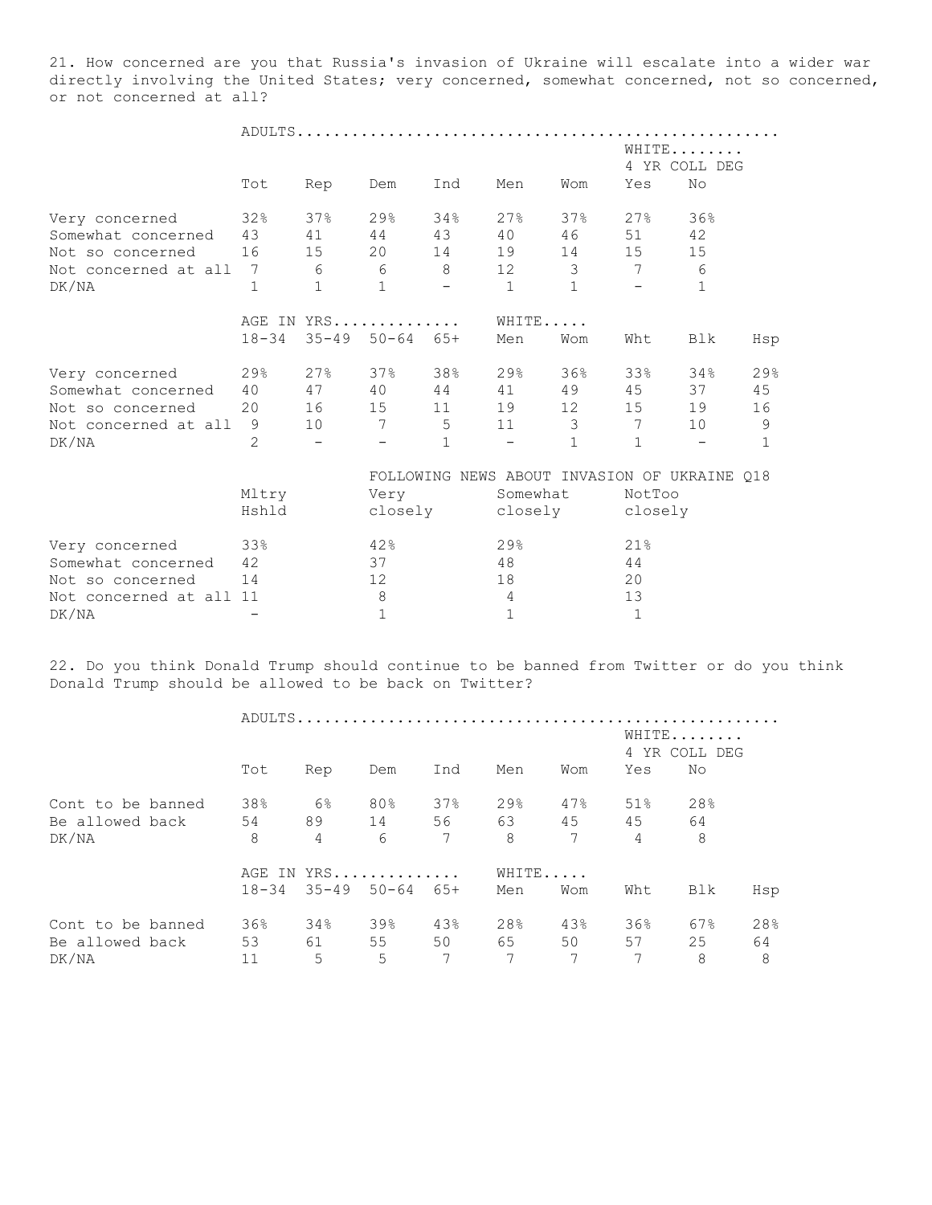21. How concerned are you that Russia's invasion of Ukraine will escalate into a wider war directly involving the United States; very concerned, somewhat concerned, not so concerned, or not concerned at all?

| | ADULTS | | | | | | WHITE 4 YR COLL DEG | |
|---|---|---|---|---|---|---|---|---|
| | Tot | Rep | Dem | Ind | Men | Wom | Yes | No |
| Very concerned | 32% | 37% | 29% | 34% | 27% | 37% | 27% | 36% |
| Somewhat concerned | 43 | 41 | 44 | 43 | 40 | 46 | 51 | 42 |
| Not so concerned | 16 | 15 | 20 | 14 | 19 | 14 | 15 | 15 |
| Not concerned at all | 7 | 6 | 6 | 8 | 12 | 3 | 7 | 6 |
| DK/NA | 1 | 1 | 1 | - | 1 | 1 | - | 1 |

| | AGE IN YRS | | | | WHITE | | | | |
|---|---|---|---|---|---|---|---|---|---|
| | 18-34 | 35-49 | 50-64 | 65+ | Men | Wom | Wht | Blk | Hsp |
| Very concerned | 29% | 27% | 37% | 38% | 29% | 36% | 33% | 34% | 29% |
| Somewhat concerned | 40 | 47 | 40 | 44 | 41 | 49 | 45 | 37 | 45 |
| Not so concerned | 20 | 16 | 15 | 11 | 19 | 12 | 15 | 19 | 16 |
| Not concerned at all | 9 | 10 | 7 | 5 | 11 | 3 | 7 | 10 | 9 |
| DK/NA | 2 | - | - | 1 | - | 1 | 1 | - | 1 |

| | | FOLLOWING NEWS ABOUT INVASION OF UKRAINE Q18 | | |
|---|---|---|---|---|
| | Mltry Hshld | Very closely | Somewhat closely | NotToo closely |
| Very concerned | 33% | 42% | 29% | 21% |
| Somewhat concerned | 42 | 37 | 48 | 44 |
| Not so concerned | 14 | 12 | 18 | 20 |
| Not concerned at all | 11 | 8 | 4 | 13 |
| DK/NA | - | 1 | 1 | 1 |

22. Do you think Donald Trump should continue to be banned from Twitter or do you think Donald Trump should be allowed to be back on Twitter?

| | ADULTS | | | | | | WHITE 4 YR COLL DEG | |
|---|---|---|---|---|---|---|---|---|
| | Tot | Rep | Dem | Ind | Men | Wom | Yes | No |
| Cont to be banned | 38% | 6% | 80% | 37% | 29% | 47% | 51% | 28% |
| Be allowed back | 54 | 89 | 14 | 56 | 63 | 45 | 45 | 64 |
| DK/NA | 8 | 4 | 6 | 7 | 8 | 7 | 4 | 8 |

| | AGE IN YRS | | | | WHITE | | | | |
|---|---|---|---|---|---|---|---|---|---|
| | 18-34 | 35-49 | 50-64 | 65+ | Men | Wom | Wht | Blk | Hsp |
| Cont to be banned | 36% | 34% | 39% | 43% | 28% | 43% | 36% | 67% | 28% |
| Be allowed back | 53 | 61 | 55 | 50 | 65 | 50 | 57 | 25 | 64 |
| DK/NA | 11 | 5 | 5 | 7 | 7 | 7 | 7 | 8 | 8 |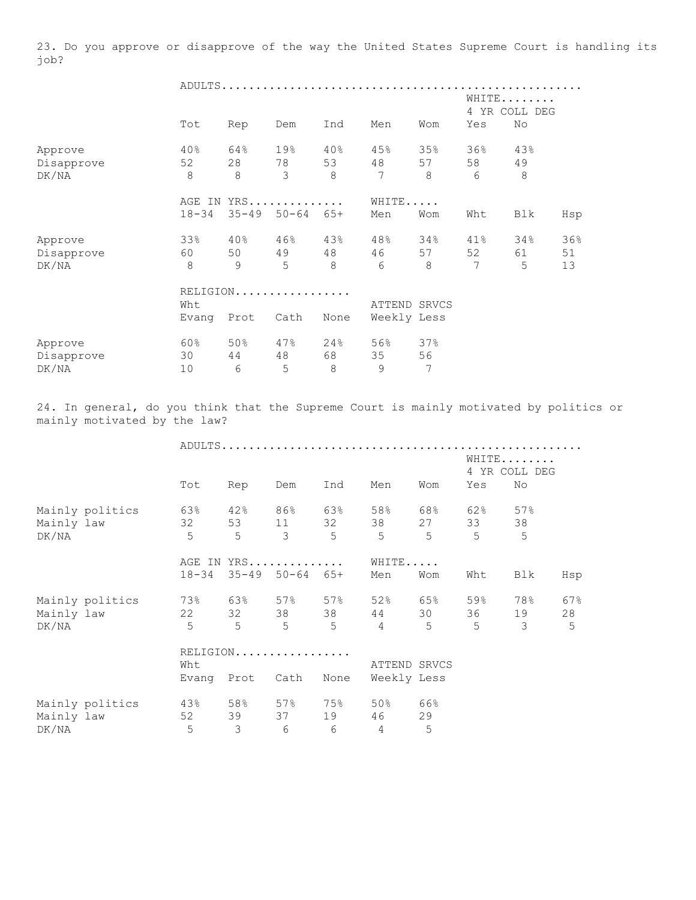23. Do you approve or disapprove of the way the United States Supreme Court is handling its job?

| | ADULTS | | | | | | | |
|---|---|---|---|---|---|---|---|---|
| | | | | | | | WHITE 4 YR COLL DEG | |
| | Tot | Rep | Dem | Ind | Men | Wom | Yes | No |
| Approve | 40% | 64% | 19% | 40% | 45% | 35% | 36% | 43% |
| Disapprove | 52 | 28 | 78 | 53 | 48 | 57 | 58 | 49 |
| DK/NA | 8 | 8 | 3 | 8 | 7 | 8 | 6 | 8 |

| | AGE IN YRS | | | | WHITE | | | | |
|---|---|---|---|---|---|---|---|---|---|
| | 18-34 | 35-49 | 50-64 | 65+ | Men | Wom | Wht | Blk | Hsp |
| Approve | 33% | 40% | 46% | 43% | 48% | 34% | 41% | 34% | 36% |
| Disapprove | 60 | 50 | 49 | 48 | 46 | 57 | 52 | 61 | 51 |
| DK/NA | 8 | 9 | 5 | 8 | 6 | 8 | 7 | 5 | 13 |

| | RELIGION | | | | ATTEND SRVCS | |
|---|---|---|---|---|---|---|
| | Wht Evang | Prot | Cath | None | Weekly | Less |
| Approve | 60% | 50% | 47% | 24% | 56% | 37% |
| Disapprove | 30 | 44 | 48 | 68 | 35 | 56 |
| DK/NA | 10 | 6 | 5 | 8 | 9 | 7 |

24. In general, do you think that the Supreme Court is mainly motivated by politics or mainly motivated by the law?

| | ADULTS | | | | | | | |
|---|---|---|---|---|---|---|---|---|
| | | | | | | | WHITE 4 YR COLL DEG | |
| | Tot | Rep | Dem | Ind | Men | Wom | Yes | No |
| Mainly politics | 63% | 42% | 86% | 63% | 58% | 68% | 62% | 57% |
| Mainly law | 32 | 53 | 11 | 32 | 38 | 27 | 33 | 38 |
| DK/NA | 5 | 5 | 3 | 5 | 5 | 5 | 5 | 5 |

| | AGE IN YRS | | | | WHITE | | | | |
|---|---|---|---|---|---|---|---|---|---|
| | 18-34 | 35-49 | 50-64 | 65+ | Men | Wom | Wht | Blk | Hsp |
| Mainly politics | 73% | 63% | 57% | 57% | 52% | 65% | 59% | 78% | 67% |
| Mainly law | 22 | 32 | 38 | 38 | 44 | 30 | 36 | 19 | 28 |
| DK/NA | 5 | 5 | 5 | 5 | 4 | 5 | 5 | 3 | 5 |

| | RELIGION | | | | ATTEND SRVCS | |
|---|---|---|---|---|---|---|
| | Wht Evang | Prot | Cath | None | Weekly | Less |
| Mainly politics | 43% | 58% | 57% | 75% | 50% | 66% |
| Mainly law | 52 | 39 | 37 | 19 | 46 | 29 |
| DK/NA | 5 | 3 | 6 | 6 | 4 | 5 |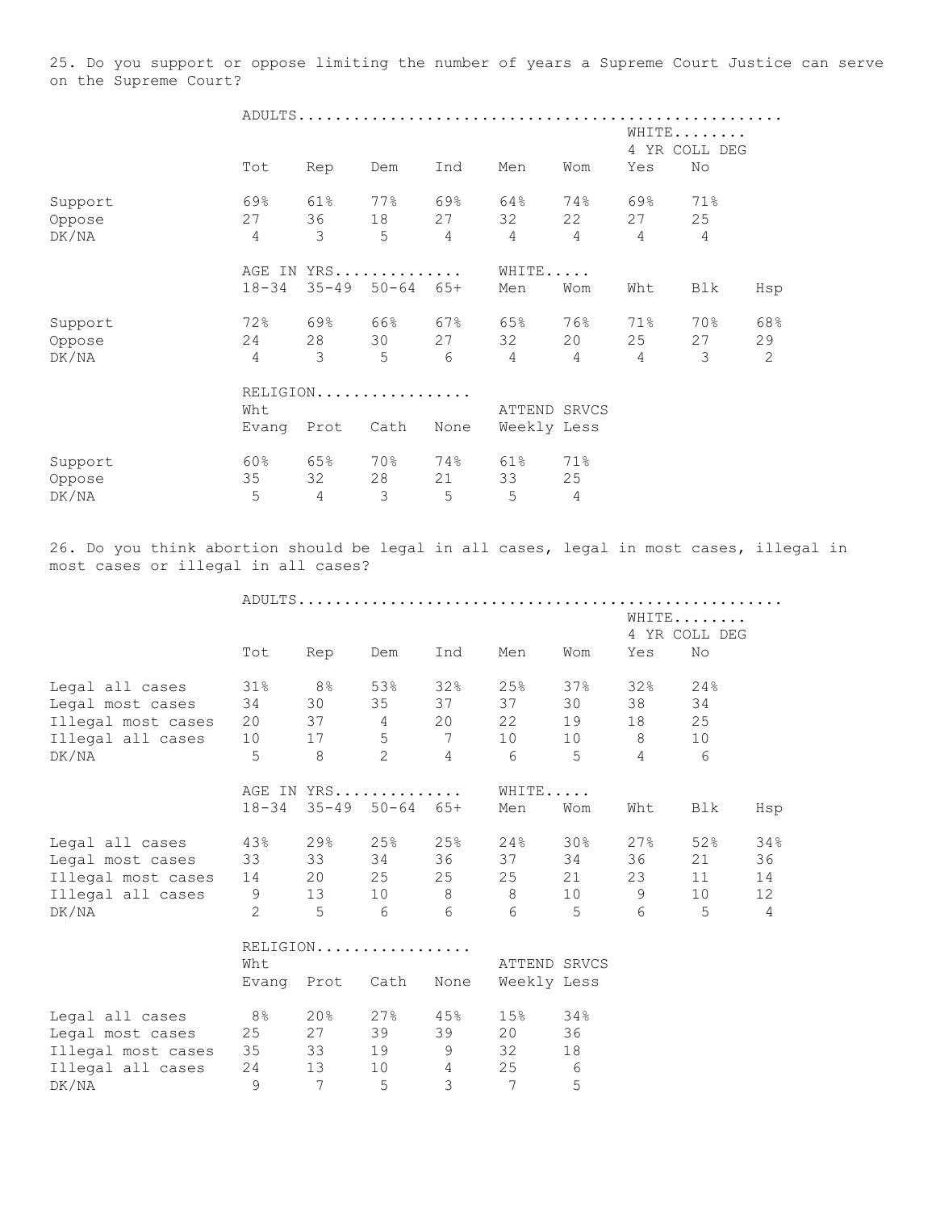25. Do you support or oppose limiting the number of years a Supreme Court Justice can serve on the Supreme Court?

| | ADULTS | | | | | | WHITE 4 YR COLL DEG | |
|---|---|---|---|---|---|---|---|---|
| | Tot | Rep | Dem | Ind | Men | Wom | Yes | No |
| Support | 69% | 61% | 77% | 69% | 64% | 74% | 69% | 71% |
| Oppose | 27 | 36 | 18 | 27 | 32 | 22 | 27 | 25 |
| DK/NA | 4 | 3 | 5 | 4 | 4 | 4 | 4 | 4 |

| | AGE IN YRS | | | | WHITE | | | | |
|---|---|---|---|---|---|---|---|---|---|
| | 18-34 | 35-49 | 50-64 | 65+ | Men | Wom | Wht | Blk | Hsp |
| Support | 72% | 69% | 66% | 67% | 65% | 76% | 71% | 70% | 68% |
| Oppose | 24 | 28 | 30 | 27 | 32 | 20 | 25 | 27 | 29 |
| DK/NA | 4 | 3 | 5 | 6 | 4 | 4 | 4 | 3 | 2 |

| | RELIGION | | | | ATTEND SRVCS | |
|---|---|---|---|---|---|---|
| | Wht Evang | Prot | Cath | None | Weekly | Less |
| Support | 60% | 65% | 70% | 74% | 61% | 71% |
| Oppose | 35 | 32 | 28 | 21 | 33 | 25 |
| DK/NA | 5 | 4 | 3 | 5 | 5 | 4 |

26. Do you think abortion should be legal in all cases, legal in most cases, illegal in most cases or illegal in all cases?

| | ADULTS | | | | | | WHITE 4 YR COLL DEG | |
|---|---|---|---|---|---|---|---|---|
| | Tot | Rep | Dem | Ind | Men | Wom | Yes | No |
| Legal all cases | 31% | 8% | 53% | 32% | 25% | 37% | 32% | 24% |
| Legal most cases | 34 | 30 | 35 | 37 | 37 | 30 | 38 | 34 |
| Illegal most cases | 20 | 37 | 4 | 20 | 22 | 19 | 18 | 25 |
| Illegal all cases | 10 | 17 | 5 | 7 | 10 | 10 | 8 | 10 |
| DK/NA | 5 | 8 | 2 | 4 | 6 | 5 | 4 | 6 |

| | AGE IN YRS | | | | WHITE | | | | |
|---|---|---|---|---|---|---|---|---|---|
| | 18-34 | 35-49 | 50-64 | 65+ | Men | Wom | Wht | Blk | Hsp |
| Legal all cases | 43% | 29% | 25% | 25% | 24% | 30% | 27% | 52% | 34% |
| Legal most cases | 33 | 33 | 34 | 36 | 37 | 34 | 36 | 21 | 36 |
| Illegal most cases | 14 | 20 | 25 | 25 | 25 | 21 | 23 | 11 | 14 |
| Illegal all cases | 9 | 13 | 10 | 8 | 8 | 10 | 9 | 10 | 12 |
| DK/NA | 2 | 5 | 6 | 6 | 6 | 5 | 6 | 5 | 4 |

| | RELIGION | | | | ATTEND SRVCS | |
|---|---|---|---|---|---|---|
| | Wht Evang | Prot | Cath | None | Weekly | Less |
| Legal all cases | 8% | 20% | 27% | 45% | 15% | 34% |
| Legal most cases | 25 | 27 | 39 | 39 | 20 | 36 |
| Illegal most cases | 35 | 33 | 19 | 9 | 32 | 18 |
| Illegal all cases | 24 | 13 | 10 | 4 | 25 | 6 |
| DK/NA | 9 | 7 | 5 | 3 | 7 | 5 |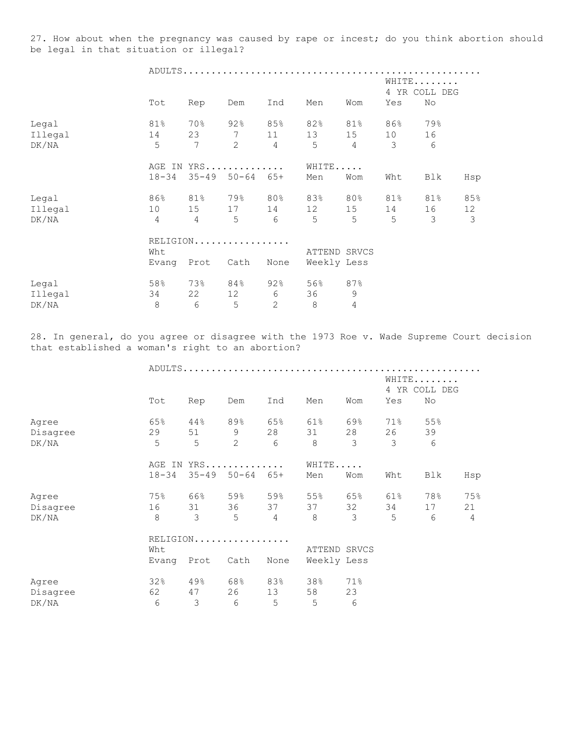27. How about when the pregnancy was caused by rape or incest; do you think abortion should be legal in that situation or illegal?

| | ADULTS | | | | | | WHITE 4 YR COLL DEG | |
|---|---|---|---|---|---|---|---|---|
| | Tot | Rep | Dem | Ind | Men | Wom | Yes | No |
| Legal | 81% | 70% | 92% | 85% | 82% | 81% | 86% | 79% |
| Illegal | 14 | 23 | 7 | 11 | 13 | 15 | 10 | 16 |
| DK/NA | 5 | 7 | 2 | 4 | 5 | 4 | 3 | 6 |

| | AGE IN YRS | | | | WHITE | | | | |
|---|---|---|---|---|---|---|---|---|---|
| | 18-34 | 35-49 | 50-64 | 65+ | Men | Wom | Wht | Blk | Hsp |
| Legal | 86% | 81% | 79% | 80% | 83% | 80% | 81% | 81% | 85% |
| Illegal | 10 | 15 | 17 | 14 | 12 | 15 | 14 | 16 | 12 |
| DK/NA | 4 | 4 | 5 | 6 | 5 | 5 | 5 | 3 | 3 |

| | RELIGION | | | | ATTEND SRVCS | |
|---|---|---|---|---|---|---|
| | Wht Evang | Prot | Cath | None | Weekly | Less |
| Legal | 58% | 73% | 84% | 92% | 56% | 87% |
| Illegal | 34 | 22 | 12 | 6 | 36 | 9 |
| DK/NA | 8 | 6 | 5 | 2 | 8 | 4 |

28. In general, do you agree or disagree with the 1973 Roe v. Wade Supreme Court decision that established a woman's right to an abortion?

| | ADULTS | | | | | | WHITE 4 YR COLL DEG | |
|---|---|---|---|---|---|---|---|---|
| | Tot | Rep | Dem | Ind | Men | Wom | Yes | No |
| Agree | 65% | 44% | 89% | 65% | 61% | 69% | 71% | 55% |
| Disagree | 29 | 51 | 9 | 28 | 31 | 28 | 26 | 39 |
| DK/NA | 5 | 5 | 2 | 6 | 8 | 3 | 3 | 6 |

| | AGE IN YRS | | | | WHITE | | | | |
|---|---|---|---|---|---|---|---|---|---|
| | 18-34 | 35-49 | 50-64 | 65+ | Men | Wom | Wht | Blk | Hsp |
| Agree | 75% | 66% | 59% | 59% | 55% | 65% | 61% | 78% | 75% |
| Disagree | 16 | 31 | 36 | 37 | 37 | 32 | 34 | 17 | 21 |
| DK/NA | 8 | 3 | 5 | 4 | 8 | 3 | 5 | 6 | 4 |

| | RELIGION | | | | ATTEND SRVCS | |
|---|---|---|---|---|---|---|
| | Wht Evang | Prot | Cath | None | Weekly | Less |
| Agree | 32% | 49% | 68% | 83% | 38% | 71% |
| Disagree | 62 | 47 | 26 | 13 | 58 | 23 |
| DK/NA | 6 | 3 | 6 | 5 | 5 | 6 |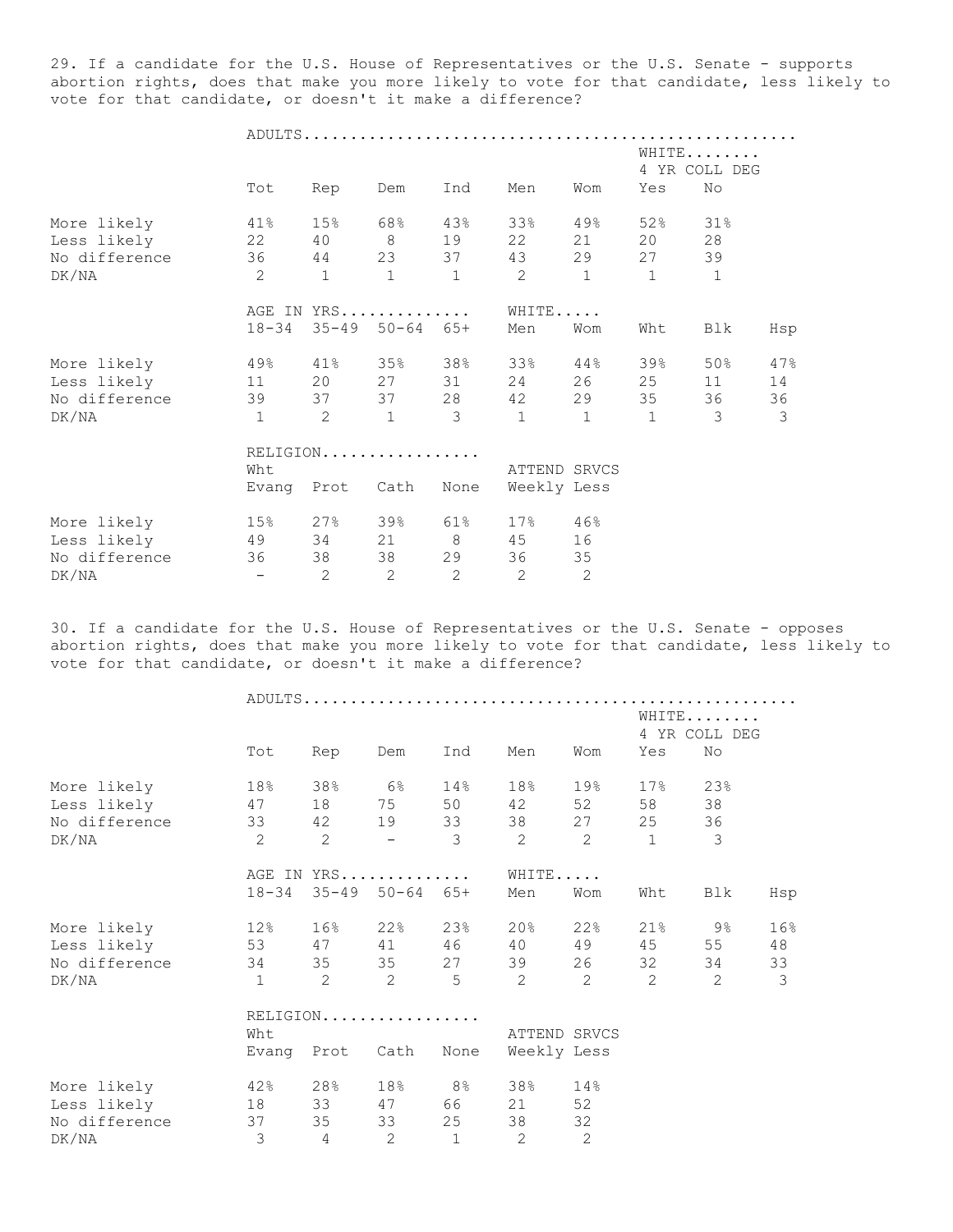29. If a candidate for the U.S. House of Representatives or the U.S. Senate - supports abortion rights, does that make you more likely to vote for that candidate, less likely to vote for that candidate, or doesn't it make a difference?

| | ADULTS | | | | | | WHITE 4 YR COLL DEG | |
|---|---|---|---|---|---|---|---|---|
| | Tot | Rep | Dem | Ind | Men | Wom | Yes | No |
| More likely | 41% | 15% | 68% | 43% | 33% | 49% | 52% | 31% |
| Less likely | 22 | 40 | 8 | 19 | 22 | 21 | 20 | 28 |
| No difference | 36 | 44 | 23 | 37 | 43 | 29 | 27 | 39 |
| DK/NA | 2 | 1 | 1 | 1 | 2 | 1 | 1 | 1 |

| | AGE IN YRS | | | | WHITE | | | | |
|---|---|---|---|---|---|---|---|---|---|
| | 18-34 | 35-49 | 50-64 | 65+ | Men | Wom | Wht | Blk | Hsp |
| More likely | 49% | 41% | 35% | 38% | 33% | 44% | 39% | 50% | 47% |
| Less likely | 11 | 20 | 27 | 31 | 24 | 26 | 25 | 11 | 14 |
| No difference | 39 | 37 | 37 | 28 | 42 | 29 | 35 | 36 | 36 |
| DK/NA | 1 | 2 | 1 | 3 | 1 | 1 | 1 | 3 | 3 |

| | RELIGION | | | | ATTEND SRVCS | |
|---|---|---|---|---|---|---|
| | Wht Evang | Prot | Cath | None | Weekly | Less |
| More likely | 15% | 27% | 39% | 61% | 17% | 46% |
| Less likely | 49 | 34 | 21 | 8 | 45 | 16 |
| No difference | 36 | 38 | 38 | 29 | 36 | 35 |
| DK/NA | - | 2 | 2 | 2 | 2 | 2 |

30. If a candidate for the U.S. House of Representatives or the U.S. Senate - opposes abortion rights, does that make you more likely to vote for that candidate, less likely to vote for that candidate, or doesn't it make a difference?

| | ADULTS | | | | | | WHITE 4 YR COLL DEG | |
|---|---|---|---|---|---|---|---|---|
| | Tot | Rep | Dem | Ind | Men | Wom | Yes | No |
| More likely | 18% | 38% | 6% | 14% | 18% | 19% | 17% | 23% |
| Less likely | 47 | 18 | 75 | 50 | 42 | 52 | 58 | 38 |
| No difference | 33 | 42 | 19 | 33 | 38 | 27 | 25 | 36 |
| DK/NA | 2 | 2 | - | 3 | 2 | 2 | 1 | 3 |

| | AGE IN YRS | | | | WHITE | | | | |
|---|---|---|---|---|---|---|---|---|---|
| | 18-34 | 35-49 | 50-64 | 65+ | Men | Wom | Wht | Blk | Hsp |
| More likely | 12% | 16% | 22% | 23% | 20% | 22% | 21% | 9% | 16% |
| Less likely | 53 | 47 | 41 | 46 | 40 | 49 | 45 | 55 | 48 |
| No difference | 34 | 35 | 35 | 27 | 39 | 26 | 32 | 34 | 33 |
| DK/NA | 1 | 2 | 2 | 5 | 2 | 2 | 2 | 2 | 3 |

| | RELIGION | | | | ATTEND SRVCS | |
|---|---|---|---|---|---|---|
| | Wht Evang | Prot | Cath | None | Weekly | Less |
| More likely | 42% | 28% | 18% | 8% | 38% | 14% |
| Less likely | 18 | 33 | 47 | 66 | 21 | 52 |
| No difference | 37 | 35 | 33 | 25 | 38 | 32 |
| DK/NA | 3 | 4 | 2 | 1 | 2 | 2 |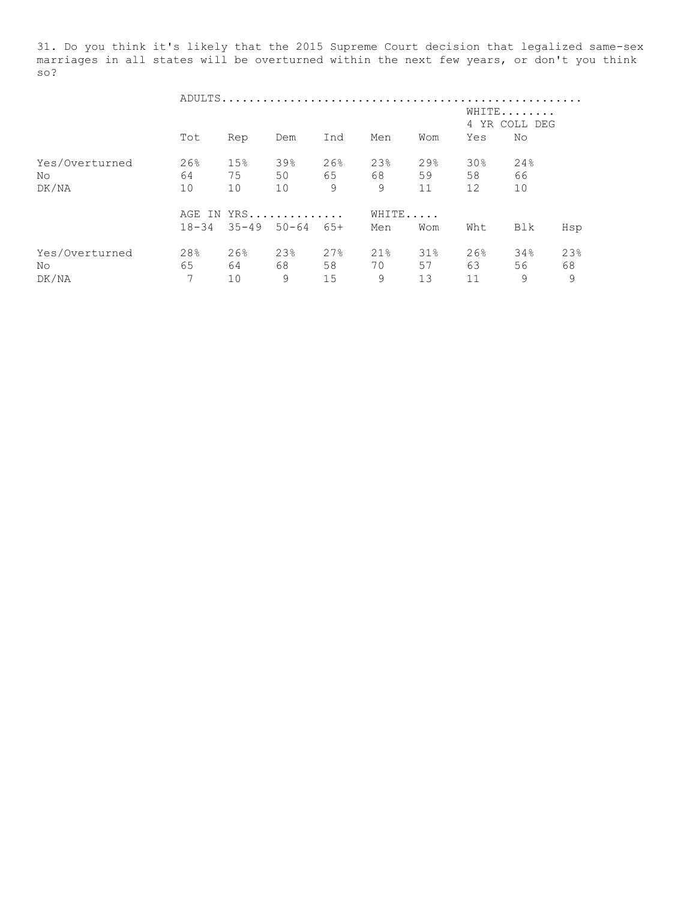31. Do you think it's likely that the 2015 Supreme Court decision that legalized same-sex marriages in all states will be overturned within the next few years, or don't you think so?

| | ADULTS | | | | | | WHITE 4 YR COLL DEG | |
|---|---|---|---|---|---|---|---|---|
| | Tot | Rep | Dem | Ind | Men | Wom | Yes | No |
| Yes/Overturned | 26% | 15% | 39% | 26% | 23% | 29% | 30% | 24% |
| No | 64 | 75 | 50 | 65 | 68 | 59 | 58 | 66 |
| DK/NA | 10 | 10 | 10 | 9 | 9 | 11 | 12 | 10 |

| | AGE IN YRS | | | | WHITE | | | | |
|---|---|---|---|---|---|---|---|---|---|
| | 18-34 | 35-49 | 50-64 | 65+ | Men | Wom | Wht | Blk | Hsp |
| Yes/Overturned | 28% | 26% | 23% | 27% | 21% | 31% | 26% | 34% | 23% |
| No | 65 | 64 | 68 | 58 | 70 | 57 | 63 | 56 | 68 |
| DK/NA | 7 | 10 | 9 | 15 | 9 | 13 | 11 | 9 | 9 |